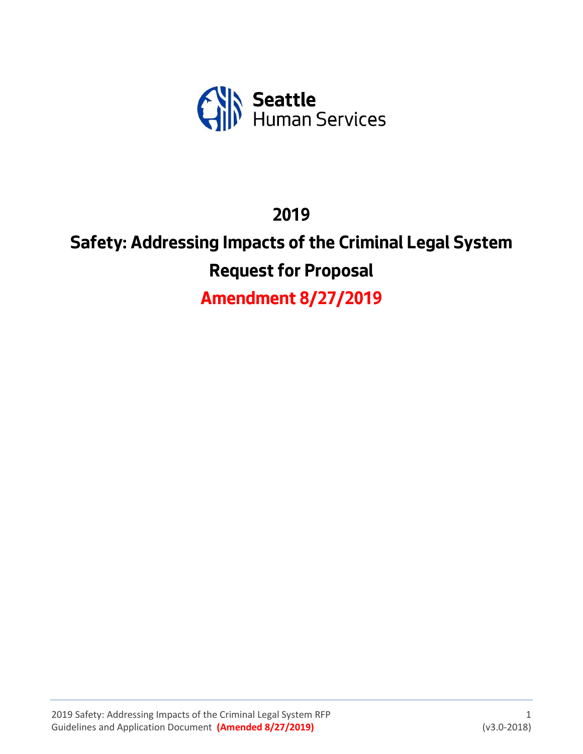Seattle Human Services

# 2019

# Safety: Addressing Impacts of the Criminal Legal System

# Request for Proposal

# Amendment 8/27/2019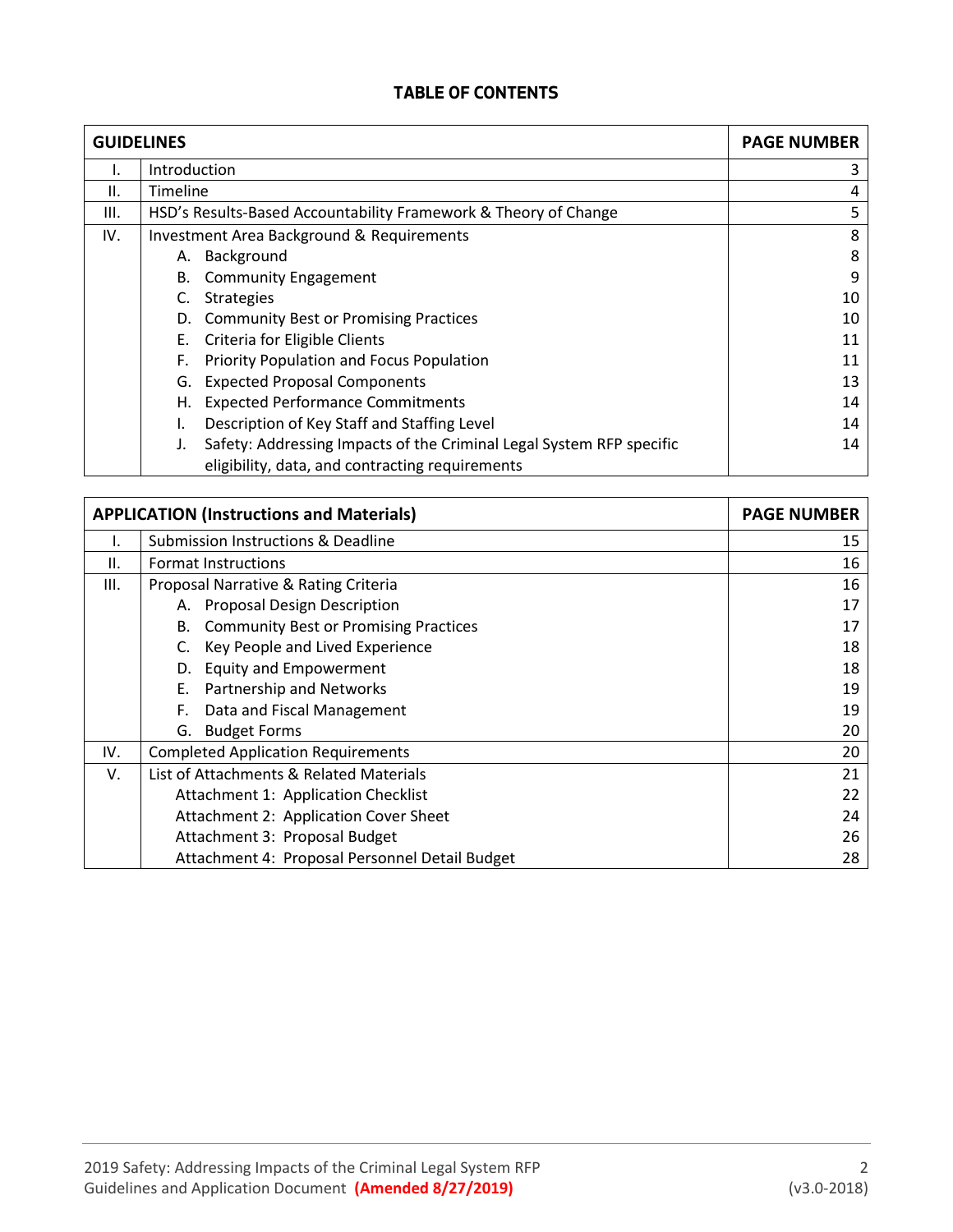## TABLE OF CONTENTS

| GUIDELINES | | PAGE NUMBER |
|---|---|---|
| I. | Introduction | 3 |
| II. | Timeline | 4 |
| III. | HSD's Results-Based Accountability Framework & Theory of Change | 5 |
| IV. | Investment Area Background & Requirements | 8 |
| | A. Background | 8 |
| | B. Community Engagement | 9 |
| | C. Strategies | 10 |
| | D. Community Best or Promising Practices | 10 |
| | E. Criteria for Eligible Clients | 11 |
| | F. Priority Population and Focus Population | 11 |
| | G. Expected Proposal Components | 13 |
| | H. Expected Performance Commitments | 14 |
| | I. Description of Key Staff and Staffing Level | 14 |
| | J. Safety: Addressing Impacts of the Criminal Legal System RFP specific eligibility, data, and contracting requirements | 14 |

| APPLICATION (Instructions and Materials) | | PAGE NUMBER |
|---|---|---|
| I. | Submission Instructions & Deadline | 15 |
| II. | Format Instructions | 16 |
| III. | Proposal Narrative & Rating Criteria | 16 |
| | A. Proposal Design Description | 17 |
| | B. Community Best or Promising Practices | 17 |
| | C. Key People and Lived Experience | 18 |
| | D. Equity and Empowerment | 18 |
| | E. Partnership and Networks | 19 |
| | F. Data and Fiscal Management | 19 |
| | G. Budget Forms | 20 |
| IV. | Completed Application Requirements | 20 |
| V. | List of Attachments & Related Materials | 21 |
| | Attachment 1: Application Checklist | 22 |
| | Attachment 2: Application Cover Sheet | 24 |
| | Attachment 3: Proposal Budget | 26 |
| | Attachment 4: Proposal Personnel Detail Budget | 28 |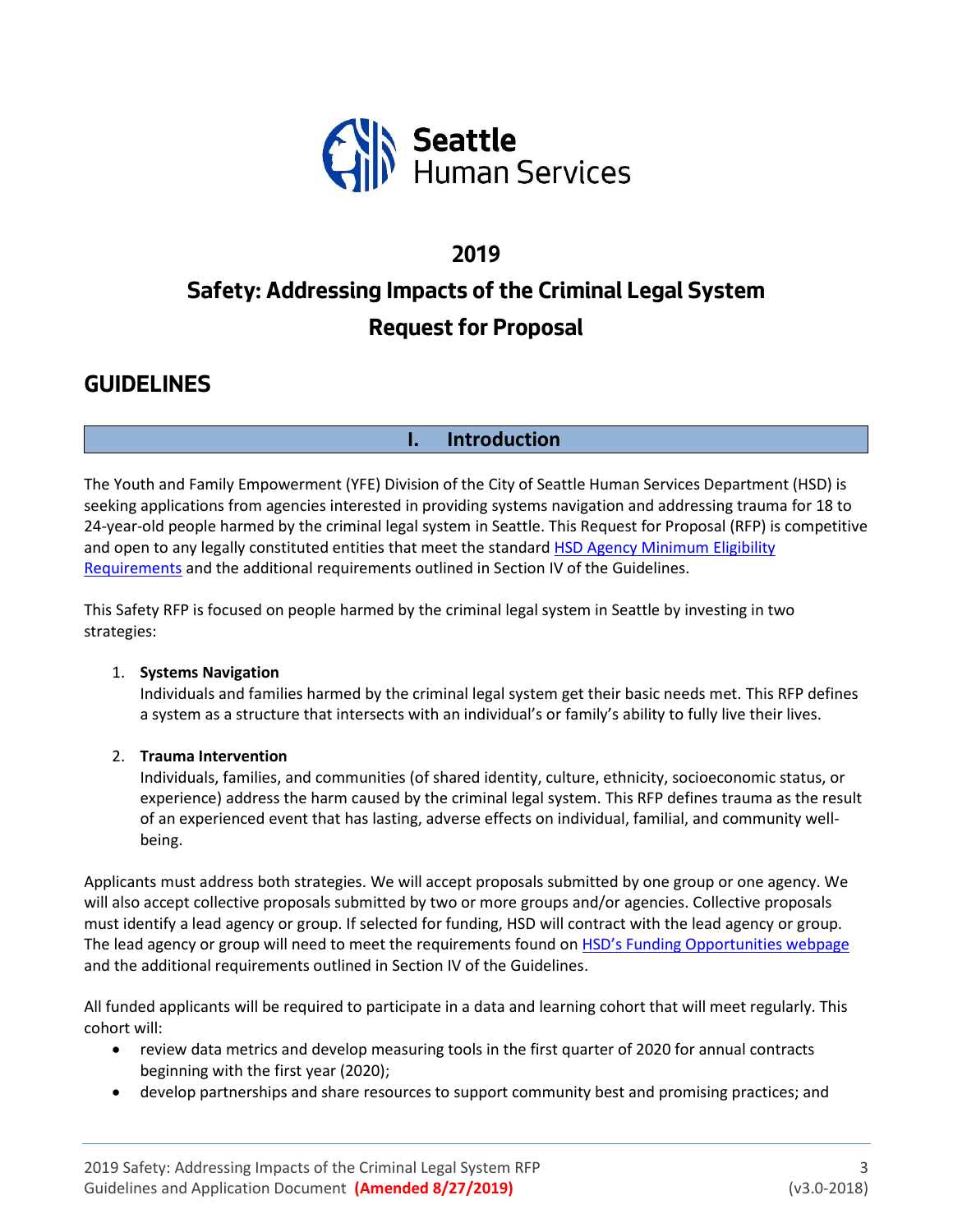Seattle Human Services

# 2019

# Safety: Addressing Impacts of the Criminal Legal System Request for Proposal

## GUIDELINES

### I. Introduction

The Youth and Family Empowerment (YFE) Division of the City of Seattle Human Services Department (HSD) is seeking applications from agencies interested in providing systems navigation and addressing trauma for 18 to 24-year-old people harmed by the criminal legal system in Seattle. This Request for Proposal (RFP) is competitive and open to any legally constituted entities that meet the standard HSD Agency Minimum Eligibility Requirements and the additional requirements outlined in Section IV of the Guidelines.

This Safety RFP is focused on people harmed by the criminal legal system in Seattle by investing in two strategies:

1. **Systems Navigation**
   Individuals and families harmed by the criminal legal system get their basic needs met. This RFP defines a system as a structure that intersects with an individual's or family's ability to fully live their lives.

2. **Trauma Intervention**
   Individuals, families, and communities (of shared identity, culture, ethnicity, socioeconomic status, or experience) address the harm caused by the criminal legal system. This RFP defines trauma as the result of an experienced event that has lasting, adverse effects on individual, familial, and community well-being.

Applicants must address both strategies. We will accept proposals submitted by one group or one agency. We will also accept collective proposals submitted by two or more groups and/or agencies. Collective proposals must identify a lead agency or group. If selected for funding, HSD will contract with the lead agency or group. The lead agency or group will need to meet the requirements found on HSD's Funding Opportunities webpage and the additional requirements outlined in Section IV of the Guidelines.

All funded applicants will be required to participate in a data and learning cohort that will meet regularly. This cohort will:

- review data metrics and develop measuring tools in the first quarter of 2020 for annual contracts beginning with the first year (2020);
- develop partnerships and share resources to support community best and promising practices; and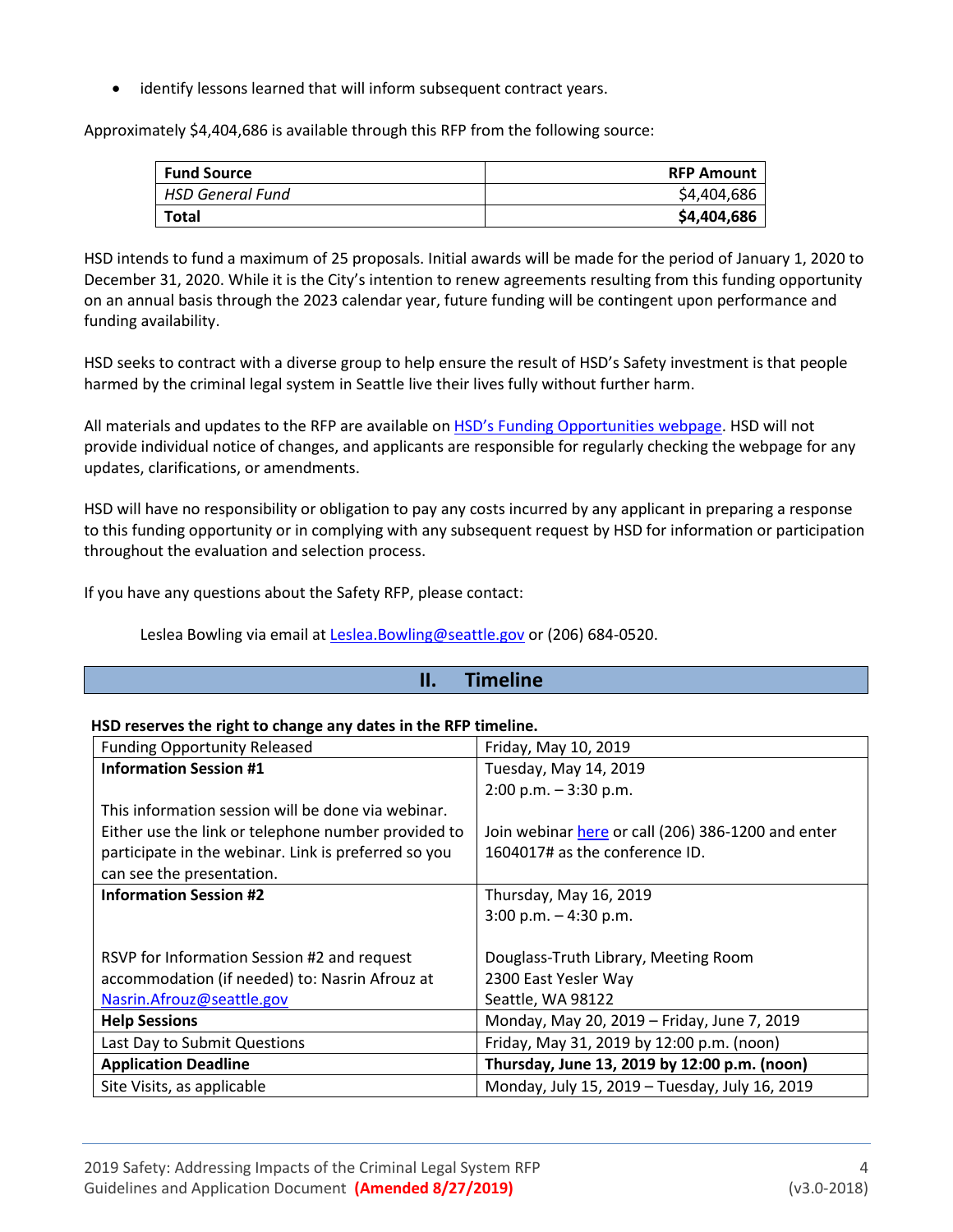- identify lessons learned that will inform subsequent contract years.

Approximately $4,404,686 is available through this RFP from the following source:

| Fund Source | RFP Amount |
|---|---|
| *HSD General Fund* | $4,404,686 |
| **Total** | **$4,404,686** |

HSD intends to fund a maximum of 25 proposals. Initial awards will be made for the period of January 1, 2020 to December 31, 2020. While it is the City's intention to renew agreements resulting from this funding opportunity on an annual basis through the 2023 calendar year, future funding will be contingent upon performance and funding availability.

HSD seeks to contract with a diverse group to help ensure the result of HSD's Safety investment is that people harmed by the criminal legal system in Seattle live their lives fully without further harm.

All materials and updates to the RFP are available on [HSD's Funding Opportunities webpage](). HSD will not provide individual notice of changes, and applicants are responsible for regularly checking the webpage for any updates, clarifications, or amendments.

HSD will have no responsibility or obligation to pay any costs incurred by any applicant in preparing a response to this funding opportunity or in complying with any subsequent request by HSD for information or participation throughout the evaluation and selection process.

If you have any questions about the Safety RFP, please contact:

Leslea Bowling via email at Leslea.Bowling@seattle.gov or (206) 684-0520.

## II. Timeline

**HSD reserves the right to change any dates in the RFP timeline.**

| | |
|---|---|
| Funding Opportunity Released | Friday, May 10, 2019 |
| **Information Session #1**<br><br>This information session will be done via webinar. Either use the link or telephone number provided to participate in the webinar. Link is preferred so you can see the presentation. | Tuesday, May 14, 2019<br>2:00 p.m. – 3:30 p.m.<br><br>Join webinar [here]() or call (206) 386-1200 and enter 1604017# as the conference ID. |
| **Information Session #2**<br><br>RSVP for Information Session #2 and request accommodation (if needed) to: Nasrin Afrouz at Nasrin.Afrouz@seattle.gov | Thursday, May 16, 2019<br>3:00 p.m. – 4:30 p.m.<br><br>Douglass-Truth Library, Meeting Room<br>2300 East Yesler Way<br>Seattle, WA 98122 |
| **Help Sessions** | Monday, May 20, 2019 – Friday, June 7, 2019 |
| Last Day to Submit Questions | Friday, May 31, 2019 by 12:00 p.m. (noon) |
| **Application Deadline** | **Thursday, June 13, 2019 by 12:00 p.m. (noon)** |
| Site Visits, as applicable | Monday, July 15, 2019 – Tuesday, July 16, 2019 |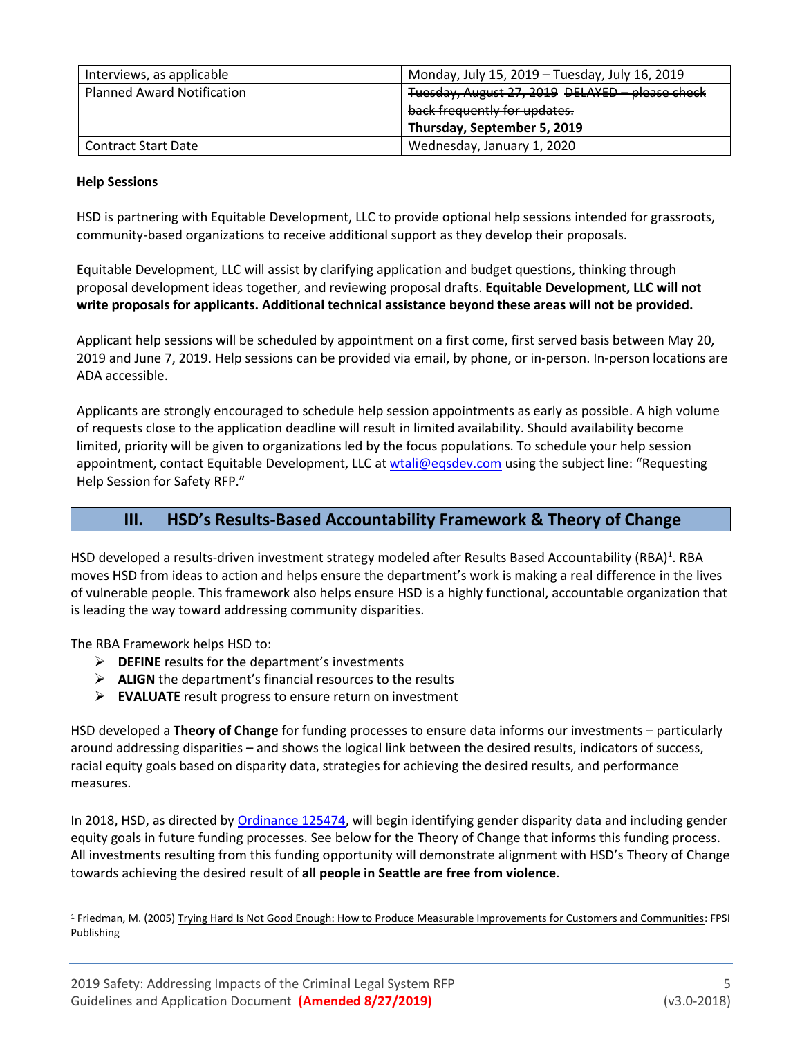| Interviews, as applicable | Monday, July 15, 2019 – Tuesday, July 16, 2019 |
|---|---|
| Planned Award Notification | ~~Tuesday, August 27, 2019 DELAYED – please check back frequently for updates.~~ **Thursday, September 5, 2019** |
| Contract Start Date | Wednesday, January 1, 2020 |

**Help Sessions**

HSD is partnering with Equitable Development, LLC to provide optional help sessions intended for grassroots, community-based organizations to receive additional support as they develop their proposals.

Equitable Development, LLC will assist by clarifying application and budget questions, thinking through proposal development ideas together, and reviewing proposal drafts. **Equitable Development, LLC will not write proposals for applicants. Additional technical assistance beyond these areas will not be provided.**

Applicant help sessions will be scheduled by appointment on a first come, first served basis between May 20, 2019 and June 7, 2019. Help sessions can be provided via email, by phone, or in-person. In-person locations are ADA accessible.

Applicants are strongly encouraged to schedule help session appointments as early as possible. A high volume of requests close to the application deadline will result in limited availability. Should availability become limited, priority will be given to organizations led by the focus populations. To schedule your help session appointment, contact Equitable Development, LLC at wtali@eqsdev.com using the subject line: "Requesting Help Session for Safety RFP."

## III. HSD's Results-Based Accountability Framework & Theory of Change

HSD developed a results-driven investment strategy modeled after Results Based Accountability (RBA)[1]. RBA moves HSD from ideas to action and helps ensure the department's work is making a real difference in the lives of vulnerable people. This framework also helps ensure HSD is a highly functional, accountable organization that is leading the way toward addressing community disparities.

The RBA Framework helps HSD to:

- **DEFINE** results for the department's investments
- **ALIGN** the department's financial resources to the results
- **EVALUATE** result progress to ensure return on investment

HSD developed a **Theory of Change** for funding processes to ensure data informs our investments – particularly around addressing disparities – and shows the logical link between the desired results, indicators of success, racial equity goals based on disparity data, strategies for achieving the desired results, and performance measures.

In 2018, HSD, as directed by Ordinance 125474, will begin identifying gender disparity data and including gender equity goals in future funding processes. See below for the Theory of Change that informs this funding process. All investments resulting from this funding opportunity will demonstrate alignment with HSD's Theory of Change towards achieving the desired result of **all people in Seattle are free from violence**.

[1] Friedman, M. (2005) Trying Hard Is Not Good Enough: How to Produce Measurable Improvements for Customers and Communities: FPSI Publishing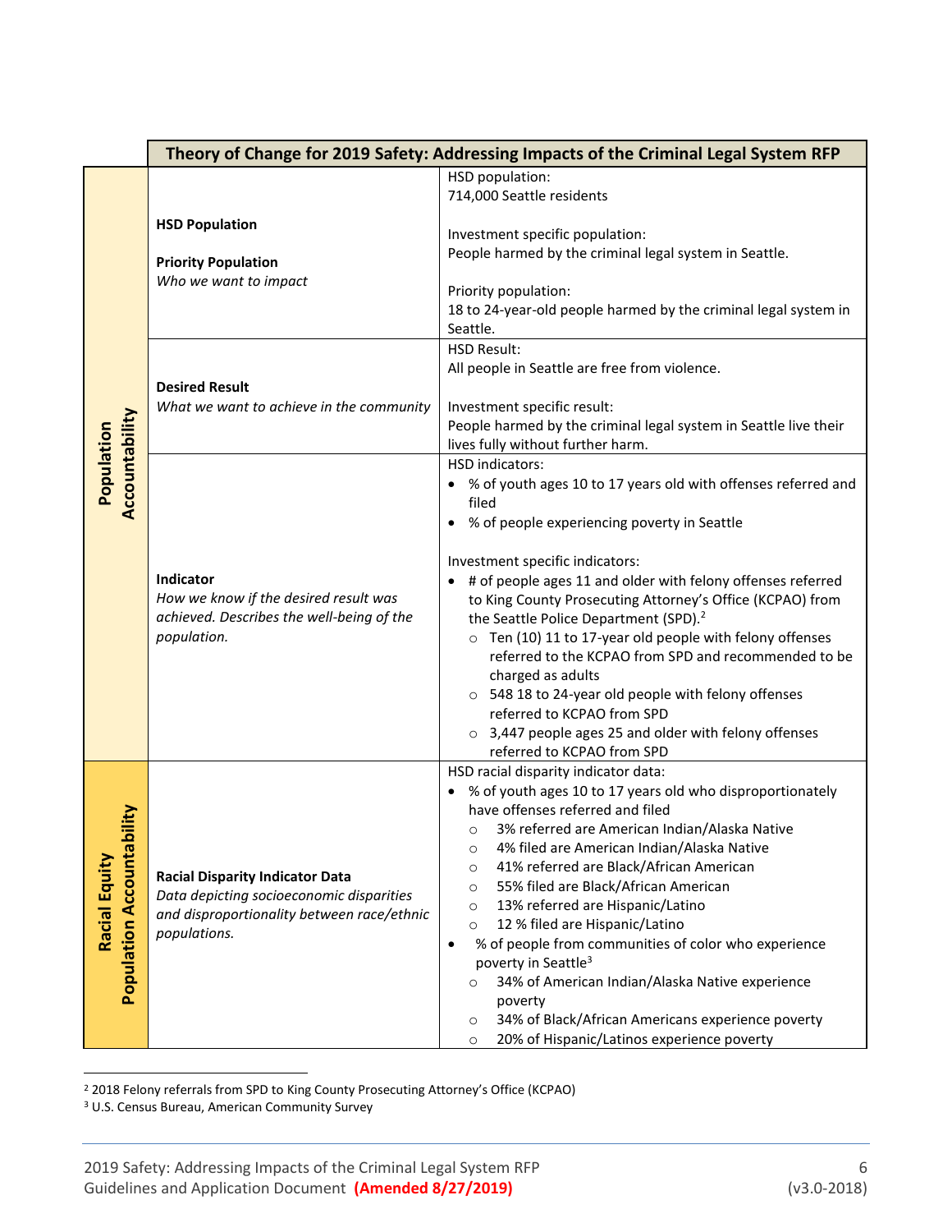| | Theory of Change for 2019 Safety: Addressing Impacts of the Criminal Legal System RFP | |
|---|---|---|
| **Population Accountability** | **HSD Population**<br><br>**Priority Population**<br>*Who we want to impact* | HSD population:<br>714,000 Seattle residents<br><br>Investment specific population:<br>People harmed by the criminal legal system in Seattle.<br><br>Priority population:<br>18 to 24-year-old people harmed by the criminal legal system in Seattle. |
| | **Desired Result**<br>*What we want to achieve in the community* | HSD Result:<br>All people in Seattle are free from violence.<br><br>Investment specific result:<br>People harmed by the criminal legal system in Seattle live their lives fully without further harm. |
| | **Indicator**<br>*How we know if the desired result was achieved. Describes the well-being of the population.* | HSD indicators:<br>• % of youth ages 10 to 17 years old with offenses referred and filed<br>• % of people experiencing poverty in Seattle<br><br>Investment specific indicators:<br>• # of people ages 11 and older with felony offenses referred to King County Prosecuting Attorney's Office (KCPAO) from the Seattle Police Department (SPD).[2]<br>&nbsp;&nbsp;○ Ten (10) 11 to 17-year old people with felony offenses referred to the KCPAO from SPD and recommended to be charged as adults<br>&nbsp;&nbsp;○ 548 18 to 24-year old people with felony offenses referred to KCPAO from SPD<br>&nbsp;&nbsp;○ 3,447 people ages 25 and older with felony offenses referred to KCPAO from SPD |
| **Racial Equity Population Accountability** | **Racial Disparity Indicator Data**<br>*Data depicting socioeconomic disparities and disproportionality between race/ethnic populations.* | HSD racial disparity indicator data:<br>• % of youth ages 10 to 17 years old who disproportionately have offenses referred and filed<br>&nbsp;&nbsp;○ 3% referred are American Indian/Alaska Native<br>&nbsp;&nbsp;○ 4% filed are American Indian/Alaska Native<br>&nbsp;&nbsp;○ 41% referred are Black/African American<br>&nbsp;&nbsp;○ 55% filed are Black/African American<br>&nbsp;&nbsp;○ 13% referred are Hispanic/Latino<br>&nbsp;&nbsp;○ 12 % filed are Hispanic/Latino<br>• % of people from communities of color who experience poverty in Seattle[3]<br>&nbsp;&nbsp;○ 34% of American Indian/Alaska Native experience poverty<br>&nbsp;&nbsp;○ 34% of Black/African Americans experience poverty<br>&nbsp;&nbsp;○ 20% of Hispanic/Latinos experience poverty |

[2] 2018 Felony referrals from SPD to King County Prosecuting Attorney's Office (KCPAO)

[3] U.S. Census Bureau, American Community Survey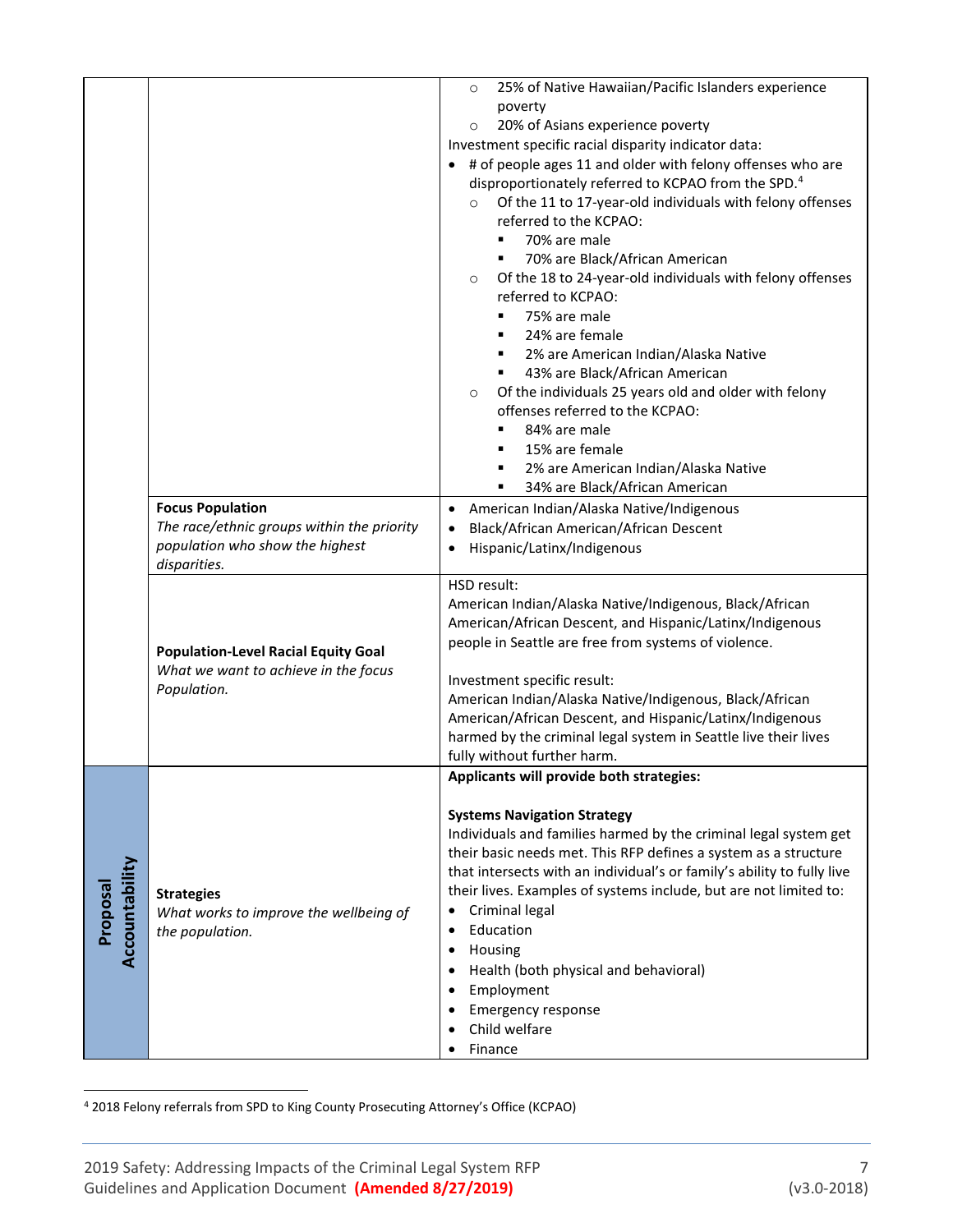| | | |
|---|---|---|
| | | ◦ 25% of Native Hawaiian/Pacific Islanders experience poverty<br>◦ 20% of Asians experience poverty<br>Investment specific racial disparity indicator data:<br>• # of people ages 11 and older with felony offenses who are disproportionately referred to KCPAO from the SPD.[4]<br>  ◦ Of the 11 to 17-year-old individuals with felony offenses referred to the KCPAO:<br>    ▪ 70% are male<br>    ▪ 70% are Black/African American<br>  ◦ Of the 18 to 24-year-old individuals with felony offenses referred to KCPAO:<br>    ▪ 75% are male<br>    ▪ 24% are female<br>    ▪ 2% are American Indian/Alaska Native<br>    ▪ 43% are Black/African American<br>  ◦ Of the individuals 25 years old and older with felony offenses referred to the KCPAO:<br>    ▪ 84% are male<br>    ▪ 15% are female<br>    ▪ 2% are American Indian/Alaska Native<br>    ▪ 34% are Black/African American |
| | **Focus Population**<br>*The race/ethnic groups within the priority population who show the highest disparities.* | • American Indian/Alaska Native/Indigenous<br>• Black/African American/African Descent<br>• Hispanic/Latinx/Indigenous |
| | **Population-Level Racial Equity Goal**<br>*What we want to achieve in the focus Population.* | HSD result:<br>American Indian/Alaska Native/Indigenous, Black/African American/African Descent, and Hispanic/Latinx/Indigenous people in Seattle are free from systems of violence.<br><br>Investment specific result:<br>American Indian/Alaska Native/Indigenous, Black/African American/African Descent, and Hispanic/Latinx/Indigenous harmed by the criminal legal system in Seattle live their lives fully without further harm. |
| **Proposal Accountability** | **Strategies**<br>*What works to improve the wellbeing of the population.* | **Applicants will provide both strategies:**<br><br>**Systems Navigation Strategy**<br>Individuals and families harmed by the criminal legal system get their basic needs met. This RFP defines a system as a structure that intersects with an individual's or family's ability to fully live their lives. Examples of systems include, but are not limited to:<br>• Criminal legal<br>• Education<br>• Housing<br>• Health (both physical and behavioral)<br>• Employment<br>• Emergency response<br>• Child welfare<br>• Finance |

[4] 2018 Felony referrals from SPD to King County Prosecuting Attorney's Office (KCPAO)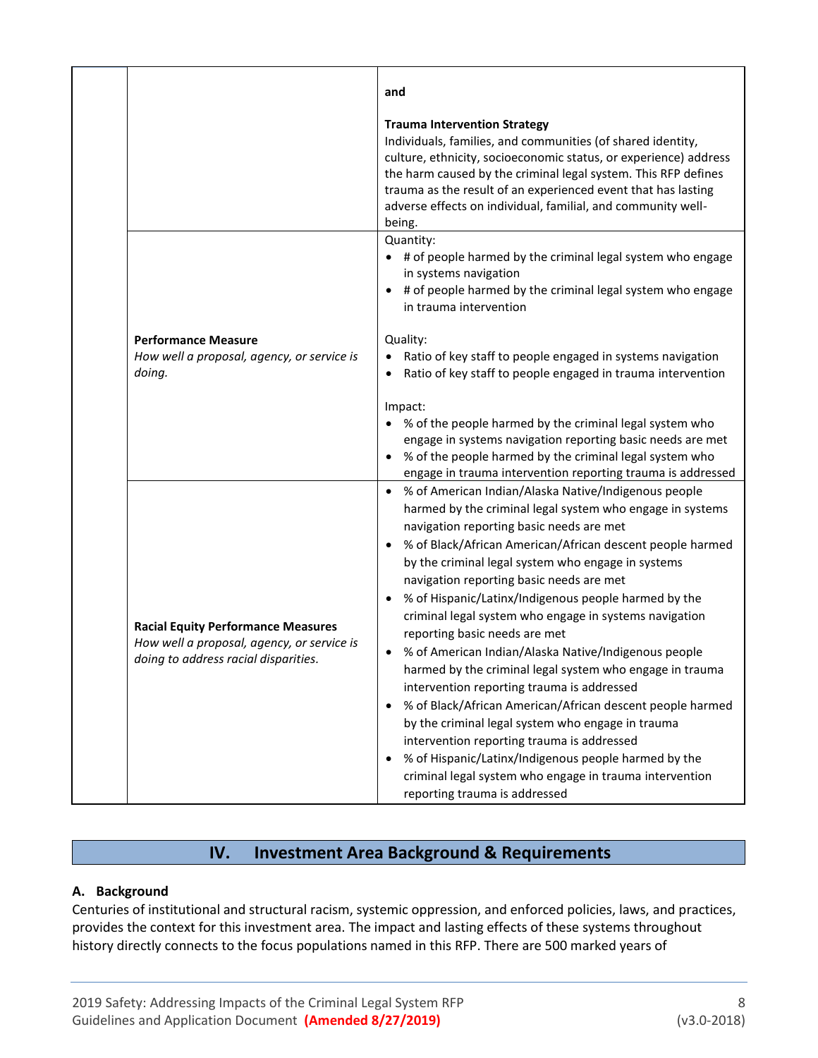| | | |
|---|---|---|
| | | **and**<br><br>**Trauma Intervention Strategy**<br>Individuals, families, and communities (of shared identity, culture, ethnicity, socioeconomic status, or experience) address the harm caused by the criminal legal system. This RFP defines trauma as the result of an experienced event that has lasting adverse effects on individual, familial, and community well-being. |
| | **Performance Measure**<br>*How well a proposal, agency, or service is doing.* | Quantity:<br>• # of people harmed by the criminal legal system who engage in systems navigation<br>• # of people harmed by the criminal legal system who engage in trauma intervention<br><br>Quality:<br>• Ratio of key staff to people engaged in systems navigation<br>• Ratio of key staff to people engaged in trauma intervention<br><br>Impact:<br>• % of the people harmed by the criminal legal system who engage in systems navigation reporting basic needs are met<br>• % of the people harmed by the criminal legal system who engage in trauma intervention reporting trauma is addressed |
| | **Racial Equity Performance Measures**<br>*How well a proposal, agency, or service is doing to address racial disparities.* | • % of American Indian/Alaska Native/Indigenous people harmed by the criminal legal system who engage in systems navigation reporting basic needs are met<br>• % of Black/African American/African descent people harmed by the criminal legal system who engage in systems navigation reporting basic needs are met<br>• % of Hispanic/Latinx/Indigenous people harmed by the criminal legal system who engage in systems navigation reporting basic needs are met<br>• % of American Indian/Alaska Native/Indigenous people harmed by the criminal legal system who engage in trauma intervention reporting trauma is addressed<br>• % of Black/African American/African descent people harmed by the criminal legal system who engage in trauma intervention reporting trauma is addressed<br>• % of Hispanic/Latinx/Indigenous people harmed by the criminal legal system who engage in trauma intervention reporting trauma is addressed |

## IV. Investment Area Background & Requirements

### A. Background

Centuries of institutional and structural racism, systemic oppression, and enforced policies, laws, and practices, provides the context for this investment area. The impact and lasting effects of these systems throughout history directly connects to the focus populations named in this RFP. There are 500 marked years of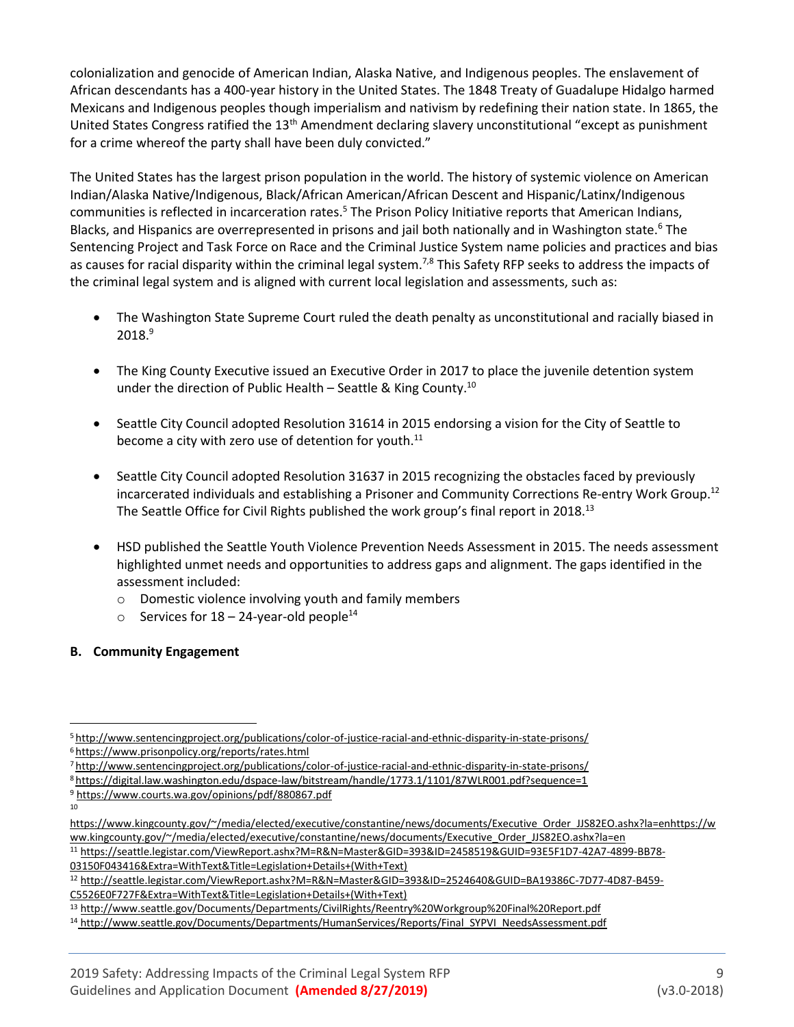colonialization and genocide of American Indian, Alaska Native, and Indigenous peoples. The enslavement of African descendants has a 400-year history in the United States. The 1848 Treaty of Guadalupe Hidalgo harmed Mexicans and Indigenous peoples though imperialism and nativism by redefining their nation state. In 1865, the United States Congress ratified the 13th Amendment declaring slavery unconstitutional "except as punishment for a crime whereof the party shall have been duly convicted."

The United States has the largest prison population in the world. The history of systemic violence on American Indian/Alaska Native/Indigenous, Black/African American/African Descent and Hispanic/Latinx/Indigenous communities is reflected in incarceration rates.[5] The Prison Policy Initiative reports that American Indians, Blacks, and Hispanics are overrepresented in prisons and jail both nationally and in Washington state.[6] The Sentencing Project and Task Force on Race and the Criminal Justice System name policies and practices and bias as causes for racial disparity within the criminal legal system.[7,8] This Safety RFP seeks to address the impacts of the criminal legal system and is aligned with current local legislation and assessments, such as:

- The Washington State Supreme Court ruled the death penalty as unconstitutional and racially biased in 2018.[9]
- The King County Executive issued an Executive Order in 2017 to place the juvenile detention system under the direction of Public Health – Seattle & King County.[10]
- Seattle City Council adopted Resolution 31614 in 2015 endorsing a vision for the City of Seattle to become a city with zero use of detention for youth.[11]
- Seattle City Council adopted Resolution 31637 in 2015 recognizing the obstacles faced by previously incarcerated individuals and establishing a Prisoner and Community Corrections Re-entry Work Group.[12] The Seattle Office for Civil Rights published the work group's final report in 2018.[13]
- HSD published the Seattle Youth Violence Prevention Needs Assessment in 2015. The needs assessment highlighted unmet needs and opportunities to address gaps and alignment. The gaps identified in the assessment included:
  - Domestic violence involving youth and family members
  - Services for 18 – 24-year-old people[14]

**B. Community Engagement**

---

[5] http://www.sentencingproject.org/publications/color-of-justice-racial-and-ethnic-disparity-in-state-prisons/

[6] https://www.prisonpolicy.org/reports/rates.html

[7] http://www.sentencingproject.org/publications/color-of-justice-racial-and-ethnic-disparity-in-state-prisons/

[8] https://digital.law.washington.edu/dspace-law/bitstream/handle/1773.1/1101/87WLR001.pdf?sequence=1

[9] https://www.courts.wa.gov/opinions/pdf/880867.pdf

[10] https://www.kingcounty.gov/~/media/elected/executive/constantine/news/documents/Executive_Order_JJS82EO.ashx?la=enhttps://www.kingcounty.gov/~/media/elected/executive/constantine/news/documents/Executive_Order_JJS82EO.ashx?la=en

[11] https://seattle.legistar.com/ViewReport.ashx?M=R&N=Master&GID=393&ID=2458519&GUID=93E5F1D7-42A7-4899-BB78-03150F043416&Extra=WithText&Title=Legislation+Details+(With+Text)

[12] http://seattle.legistar.com/ViewReport.ashx?M=R&N=Master&GID=393&ID=2524640&GUID=BA19386C-7D77-4D87-B459-C5526E0F727F&Extra=WithText&Title=Legislation+Details+(With+Text)

[13] http://www.seattle.gov/Documents/Departments/CivilRights/Reentry%20Workgroup%20Final%20Report.pdf

[14] http://www.seattle.gov/Documents/Departments/HumanServices/Reports/Final_SYPVI_NeedsAssessment.pdf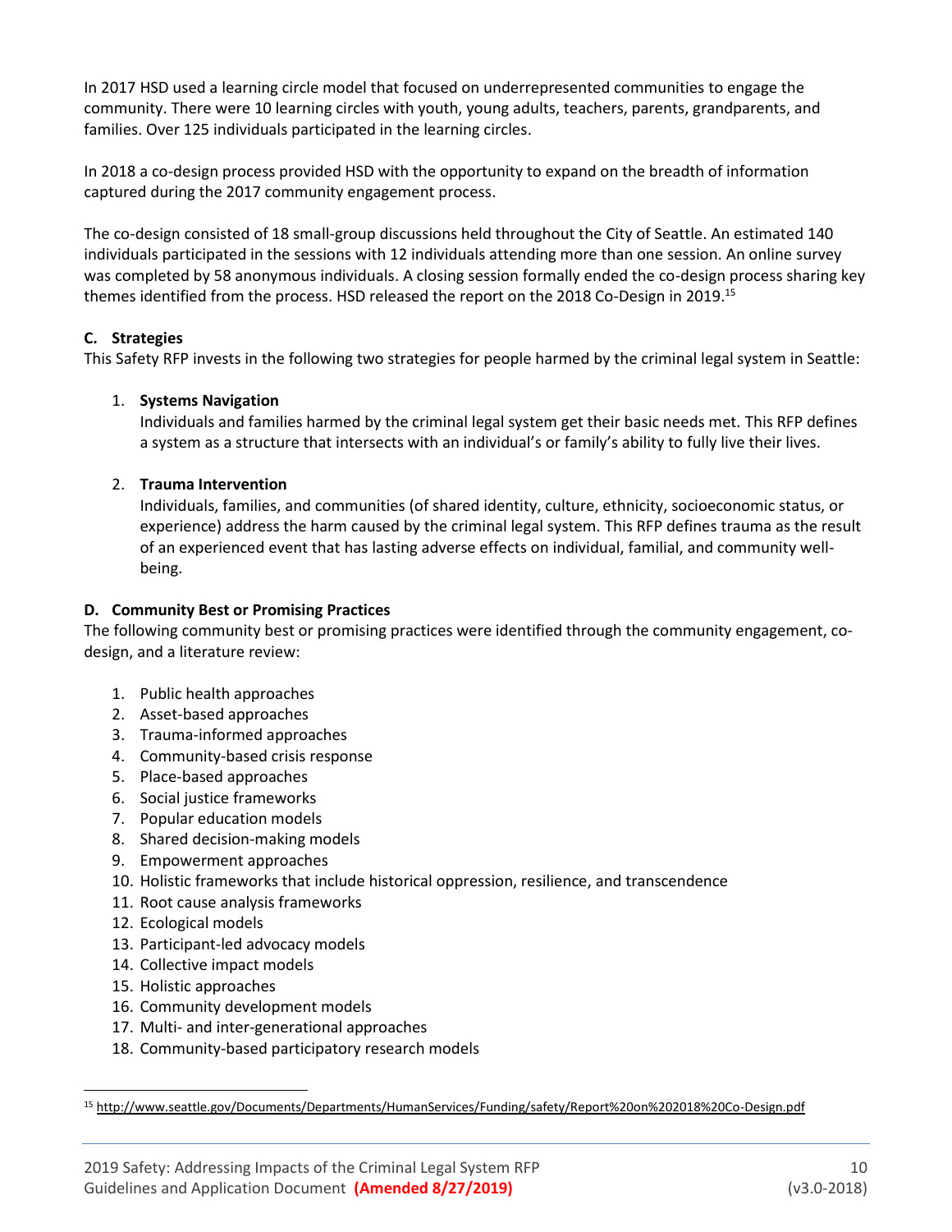In 2017 HSD used a learning circle model that focused on underrepresented communities to engage the community. There were 10 learning circles with youth, young adults, teachers, parents, grandparents, and families. Over 125 individuals participated in the learning circles.

In 2018 a co-design process provided HSD with the opportunity to expand on the breadth of information captured during the 2017 community engagement process.

The co-design consisted of 18 small-group discussions held throughout the City of Seattle. An estimated 140 individuals participated in the sessions with 12 individuals attending more than one session. An online survey was completed by 58 anonymous individuals. A closing session formally ended the co-design process sharing key themes identified from the process. HSD released the report on the 2018 Co-Design in 2019.[15]

### C. Strategies

This Safety RFP invests in the following two strategies for people harmed by the criminal legal system in Seattle:

1. **Systems Navigation**
   Individuals and families harmed by the criminal legal system get their basic needs met. This RFP defines a system as a structure that intersects with an individual's or family's ability to fully live their lives.

2. **Trauma Intervention**
   Individuals, families, and communities (of shared identity, culture, ethnicity, socioeconomic status, or experience) address the harm caused by the criminal legal system. This RFP defines trauma as the result of an experienced event that has lasting adverse effects on individual, familial, and community well-being.

### D. Community Best or Promising Practices

The following community best or promising practices were identified through the community engagement, co-design, and a literature review:

1. Public health approaches
2. Asset-based approaches
3. Trauma-informed approaches
4. Community-based crisis response
5. Place-based approaches
6. Social justice frameworks
7. Popular education models
8. Shared decision-making models
9. Empowerment approaches
10. Holistic frameworks that include historical oppression, resilience, and transcendence
11. Root cause analysis frameworks
12. Ecological models
13. Participant-led advocacy models
14. Collective impact models
15. Holistic approaches
16. Community development models
17. Multi- and inter-generational approaches
18. Community-based participatory research models

[15] http://www.seattle.gov/Documents/Departments/HumanServices/Funding/safety/Report%20on%202018%20Co-Design.pdf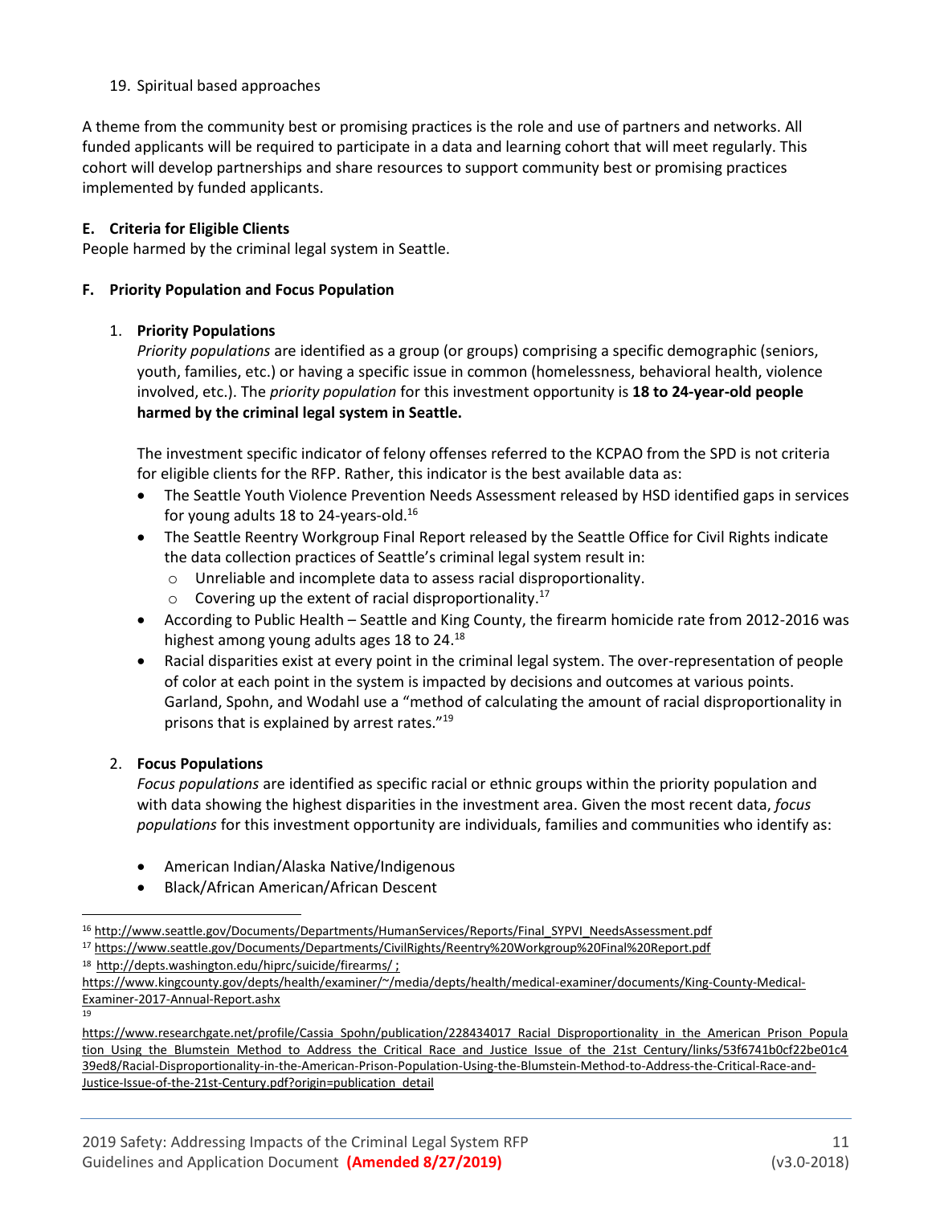19. Spiritual based approaches

A theme from the community best or promising practices is the role and use of partners and networks. All funded applicants will be required to participate in a data and learning cohort that will meet regularly. This cohort will develop partnerships and share resources to support community best or promising practices implemented by funded applicants.

**E. Criteria for Eligible Clients**

People harmed by the criminal legal system in Seattle.

**F. Priority Population and Focus Population**

1. **Priority Populations**

   *Priority populations* are identified as a group (or groups) comprising a specific demographic (seniors, youth, families, etc.) or having a specific issue in common (homelessness, behavioral health, violence involved, etc.). The *priority population* for this investment opportunity is **18 to 24-year-old people harmed by the criminal legal system in Seattle.**

   The investment specific indicator of felony offenses referred to the KCPAO from the SPD is not criteria for eligible clients for the RFP. Rather, this indicator is the best available data as:

   - The Seattle Youth Violence Prevention Needs Assessment released by HSD identified gaps in services for young adults 18 to 24-years-old.[16]
   - The Seattle Reentry Workgroup Final Report released by the Seattle Office for Civil Rights indicate the data collection practices of Seattle's criminal legal system result in:
     - Unreliable and incomplete data to assess racial disproportionality.
     - Covering up the extent of racial disproportionality.[17]
   - According to Public Health – Seattle and King County, the firearm homicide rate from 2012-2016 was highest among young adults ages 18 to 24.[18]
   - Racial disparities exist at every point in the criminal legal system. The over-representation of people of color at each point in the system is impacted by decisions and outcomes at various points. Garland, Spohn, and Wodahl use a "method of calculating the amount of racial disproportionality in prisons that is explained by arrest rates."[19]

2. **Focus Populations**

   *Focus populations* are identified as specific racial or ethnic groups within the priority population and with data showing the highest disparities in the investment area. Given the most recent data, *focus populations* for this investment opportunity are individuals, families and communities who identify as:

   - American Indian/Alaska Native/Indigenous
   - Black/African American/African Descent

---

[16] http://www.seattle.gov/Documents/Departments/HumanServices/Reports/Final_SYPVI_NeedsAssessment.pdf

[17] https://www.seattle.gov/Documents/Departments/CivilRights/Reentry%20Workgroup%20Final%20Report.pdf

[18] http://depts.washington.edu/hiprc/suicide/firearms/ ; https://www.kingcounty.gov/depts/health/examiner/~/media/depts/health/medical-examiner/documents/King-County-Medical-Examiner-2017-Annual-Report.ashx

[19] https://www.researchgate.net/profile/Cassia_Spohn/publication/228434017_Racial_Disproportionality_in_the_American_Prison_Population_Using_the_Blumstein_Method_to_Address_the_Critical_Race_and_Justice_Issue_of_the_21st_Century/links/53f6741b0cf22be01c439ed8/Racial-Disproportionality-in-the-American-Prison-Population-Using-the-Blumstein-Method-to-Address-the-Critical-Race-and-Justice-Issue-of-the-21st-Century.pdf?origin=publication_detail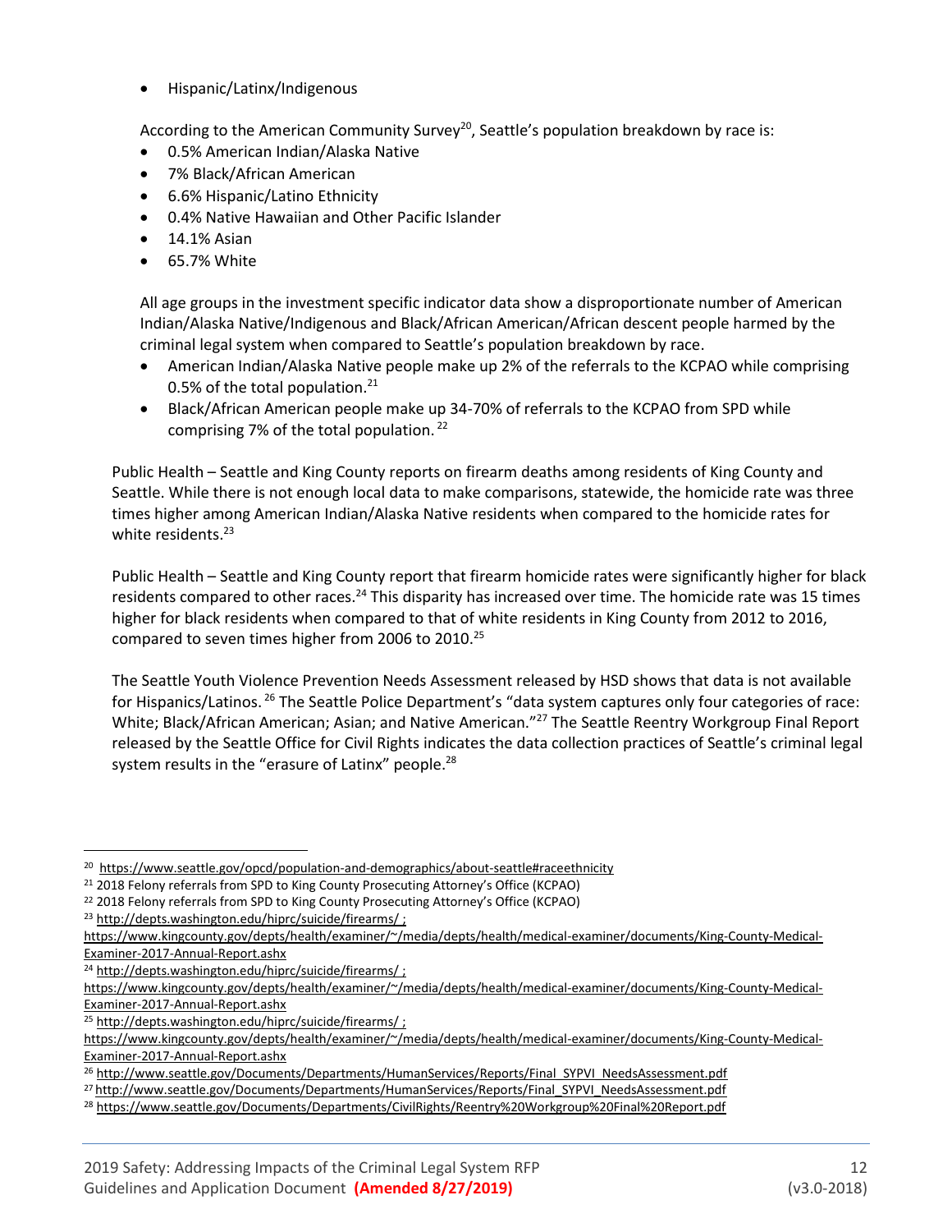- Hispanic/Latinx/Indigenous

According to the American Community Survey[20], Seattle's population breakdown by race is:

- 0.5% American Indian/Alaska Native
- 7% Black/African American
- 6.6% Hispanic/Latino Ethnicity
- 0.4% Native Hawaiian and Other Pacific Islander
- 14.1% Asian
- 65.7% White

All age groups in the investment specific indicator data show a disproportionate number of American Indian/Alaska Native/Indigenous and Black/African American/African descent people harmed by the criminal legal system when compared to Seattle's population breakdown by race.

- American Indian/Alaska Native people make up 2% of the referrals to the KCPAO while comprising 0.5% of the total population.[21]
- Black/African American people make up 34-70% of referrals to the KCPAO from SPD while comprising 7% of the total population.[22]

Public Health – Seattle and King County reports on firearm deaths among residents of King County and Seattle. While there is not enough local data to make comparisons, statewide, the homicide rate was three times higher among American Indian/Alaska Native residents when compared to the homicide rates for white residents.[23]

Public Health – Seattle and King County report that firearm homicide rates were significantly higher for black residents compared to other races.[24] This disparity has increased over time. The homicide rate was 15 times higher for black residents when compared to that of white residents in King County from 2012 to 2016, compared to seven times higher from 2006 to 2010.[25]

The Seattle Youth Violence Prevention Needs Assessment released by HSD shows that data is not available for Hispanics/Latinos.[26] The Seattle Police Department's "data system captures only four categories of race: White; Black/African American; Asian; and Native American."[27] The Seattle Reentry Workgroup Final Report released by the Seattle Office for Civil Rights indicates the data collection practices of Seattle's criminal legal system results in the "erasure of Latinx" people.[28]

---

[20] https://www.seattle.gov/opcd/population-and-demographics/about-seattle#raceethnicity

[21] 2018 Felony referrals from SPD to King County Prosecuting Attorney's Office (KCPAO)

[22] 2018 Felony referrals from SPD to King County Prosecuting Attorney's Office (KCPAO)

[23] http://depts.washington.edu/hiprc/suicide/firearms/ ; https://www.kingcounty.gov/depts/health/examiner/~/media/depts/health/medical-examiner/documents/King-County-Medical-Examiner-2017-Annual-Report.ashx

[24] http://depts.washington.edu/hiprc/suicide/firearms/ ; https://www.kingcounty.gov/depts/health/examiner/~/media/depts/health/medical-examiner/documents/King-County-Medical-Examiner-2017-Annual-Report.ashx

[25] http://depts.washington.edu/hiprc/suicide/firearms/ ; https://www.kingcounty.gov/depts/health/examiner/~/media/depts/health/medical-examiner/documents/King-County-Medical-Examiner-2017-Annual-Report.ashx

[26] http://www.seattle.gov/Documents/Departments/HumanServices/Reports/Final_SYPVI_NeedsAssessment.pdf

[27] http://www.seattle.gov/Documents/Departments/HumanServices/Reports/Final_SYPVI_NeedsAssessment.pdf

[28] https://www.seattle.gov/Documents/Departments/CivilRights/Reentry%20Workgroup%20Final%20Report.pdf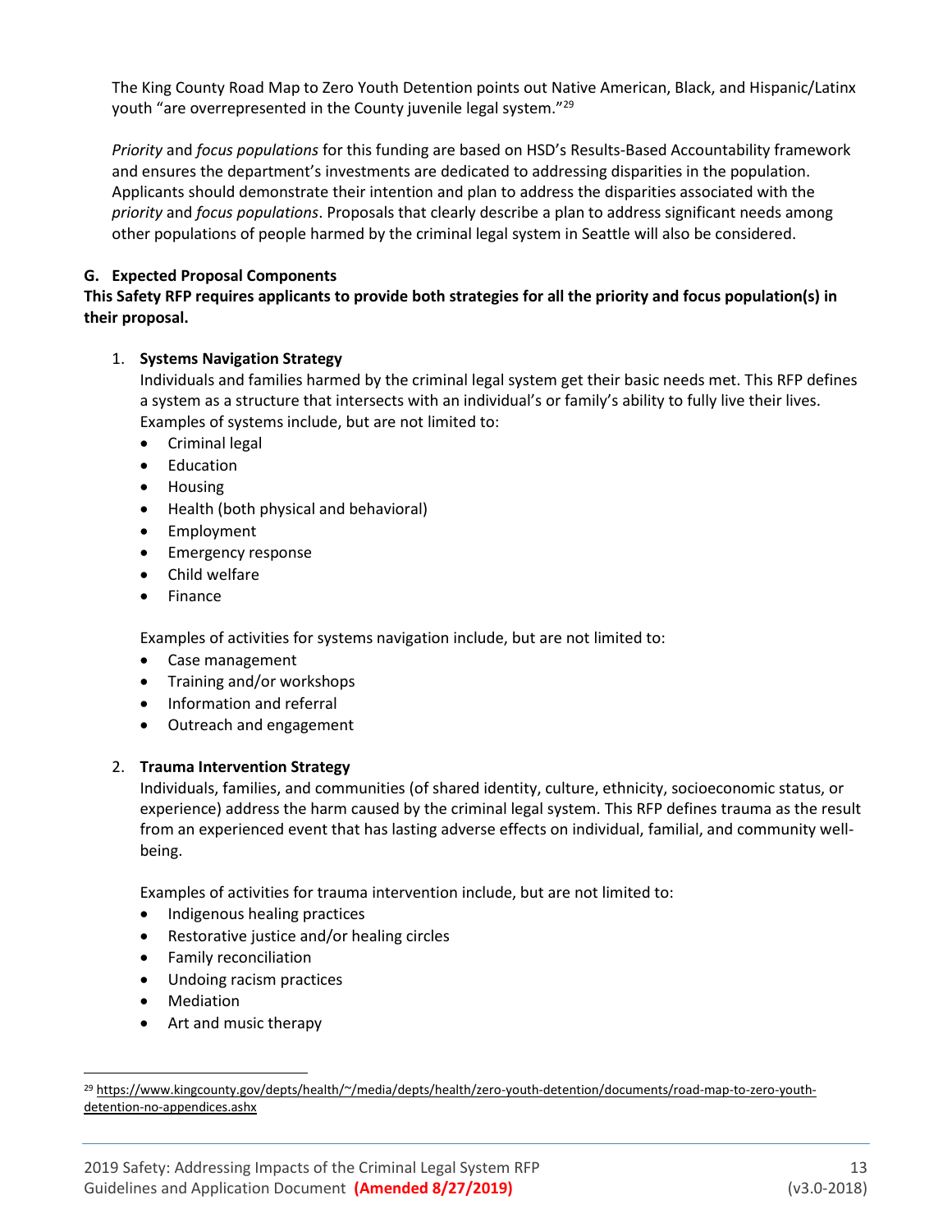The King County Road Map to Zero Youth Detention points out Native American, Black, and Hispanic/Latinx youth "are overrepresented in the County juvenile legal system."[29]

*Priority* and *focus populations* for this funding are based on HSD's Results-Based Accountability framework and ensures the department's investments are dedicated to addressing disparities in the population. Applicants should demonstrate their intention and plan to address the disparities associated with the *priority* and *focus populations*. Proposals that clearly describe a plan to address significant needs among other populations of people harmed by the criminal legal system in Seattle will also be considered.

### G. Expected Proposal Components

**This Safety RFP requires applicants to provide both strategies for all the priority and focus population(s) in their proposal.**

1. **Systems Navigation Strategy**
   Individuals and families harmed by the criminal legal system get their basic needs met. This RFP defines a system as a structure that intersects with an individual's or family's ability to fully live their lives. Examples of systems include, but are not limited to:
   - Criminal legal
   - Education
   - Housing
   - Health (both physical and behavioral)
   - Employment
   - Emergency response
   - Child welfare
   - Finance

   Examples of activities for systems navigation include, but are not limited to:
   - Case management
   - Training and/or workshops
   - Information and referral
   - Outreach and engagement

2. **Trauma Intervention Strategy**
   Individuals, families, and communities (of shared identity, culture, ethnicity, socioeconomic status, or experience) address the harm caused by the criminal legal system. This RFP defines trauma as the result from an experienced event that has lasting adverse effects on individual, familial, and community well-being.

   Examples of activities for trauma intervention include, but are not limited to:
   - Indigenous healing practices
   - Restorative justice and/or healing circles
   - Family reconciliation
   - Undoing racism practices
   - Mediation
   - Art and music therapy

---

[29] https://www.kingcounty.gov/depts/health/~/media/depts/health/zero-youth-detention/documents/road-map-to-zero-youth-detention-no-appendices.ashx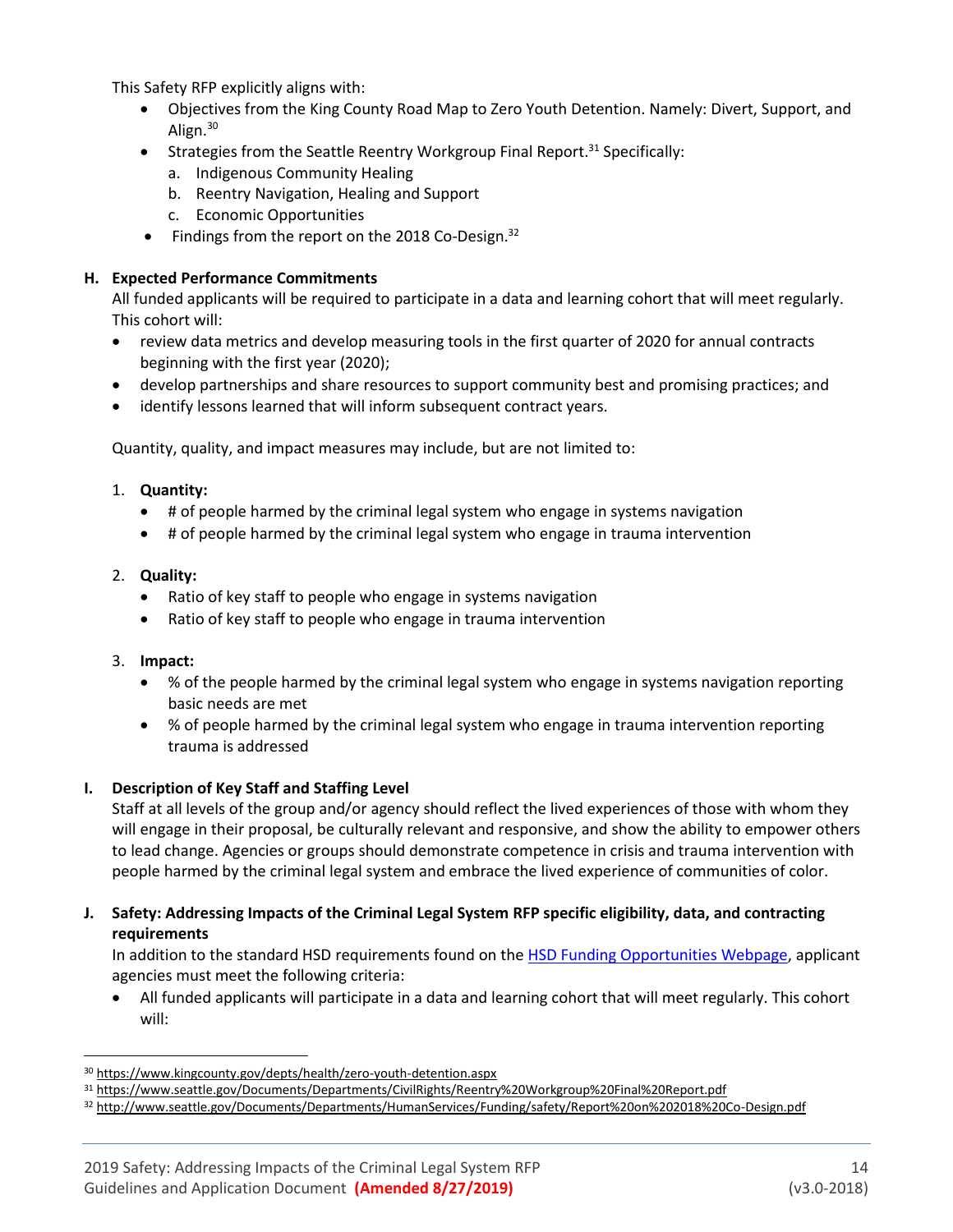This Safety RFP explicitly aligns with:

- Objectives from the King County Road Map to Zero Youth Detention. Namely: Divert, Support, and Align.[30]
- Strategies from the Seattle Reentry Workgroup Final Report.[31] Specifically:
  a. Indigenous Community Healing
  b. Reentry Navigation, Healing and Support
  c. Economic Opportunities
- Findings from the report on the 2018 Co-Design.[32]

**H. Expected Performance Commitments**

All funded applicants will be required to participate in a data and learning cohort that will meet regularly. This cohort will:

- review data metrics and develop measuring tools in the first quarter of 2020 for annual contracts beginning with the first year (2020);
- develop partnerships and share resources to support community best and promising practices; and
- identify lessons learned that will inform subsequent contract years.

Quantity, quality, and impact measures may include, but are not limited to:

1. **Quantity:**
   - # of people harmed by the criminal legal system who engage in systems navigation
   - # of people harmed by the criminal legal system who engage in trauma intervention

2. **Quality:**
   - Ratio of key staff to people who engage in systems navigation
   - Ratio of key staff to people who engage in trauma intervention

3. **Impact:**
   - % of the people harmed by the criminal legal system who engage in systems navigation reporting basic needs are met
   - % of people harmed by the criminal legal system who engage in trauma intervention reporting trauma is addressed

**I. Description of Key Staff and Staffing Level**

Staff at all levels of the group and/or agency should reflect the lived experiences of those with whom they will engage in their proposal, be culturally relevant and responsive, and show the ability to empower others to lead change. Agencies or groups should demonstrate competence in crisis and trauma intervention with people harmed by the criminal legal system and embrace the lived experience of communities of color.

**J. Safety: Addressing Impacts of the Criminal Legal System RFP specific eligibility, data, and contracting requirements**

In addition to the standard HSD requirements found on the HSD Funding Opportunities Webpage, applicant agencies must meet the following criteria:

- All funded applicants will participate in a data and learning cohort that will meet regularly. This cohort will:

---

[30] https://www.kingcounty.gov/depts/health/zero-youth-detention.aspx

[31] https://www.seattle.gov/Documents/Departments/CivilRights/Reentry%20Workgroup%20Final%20Report.pdf

[32] http://www.seattle.gov/Documents/Departments/HumanServices/Funding/safety/Report%20on%202018%20Co-Design.pdf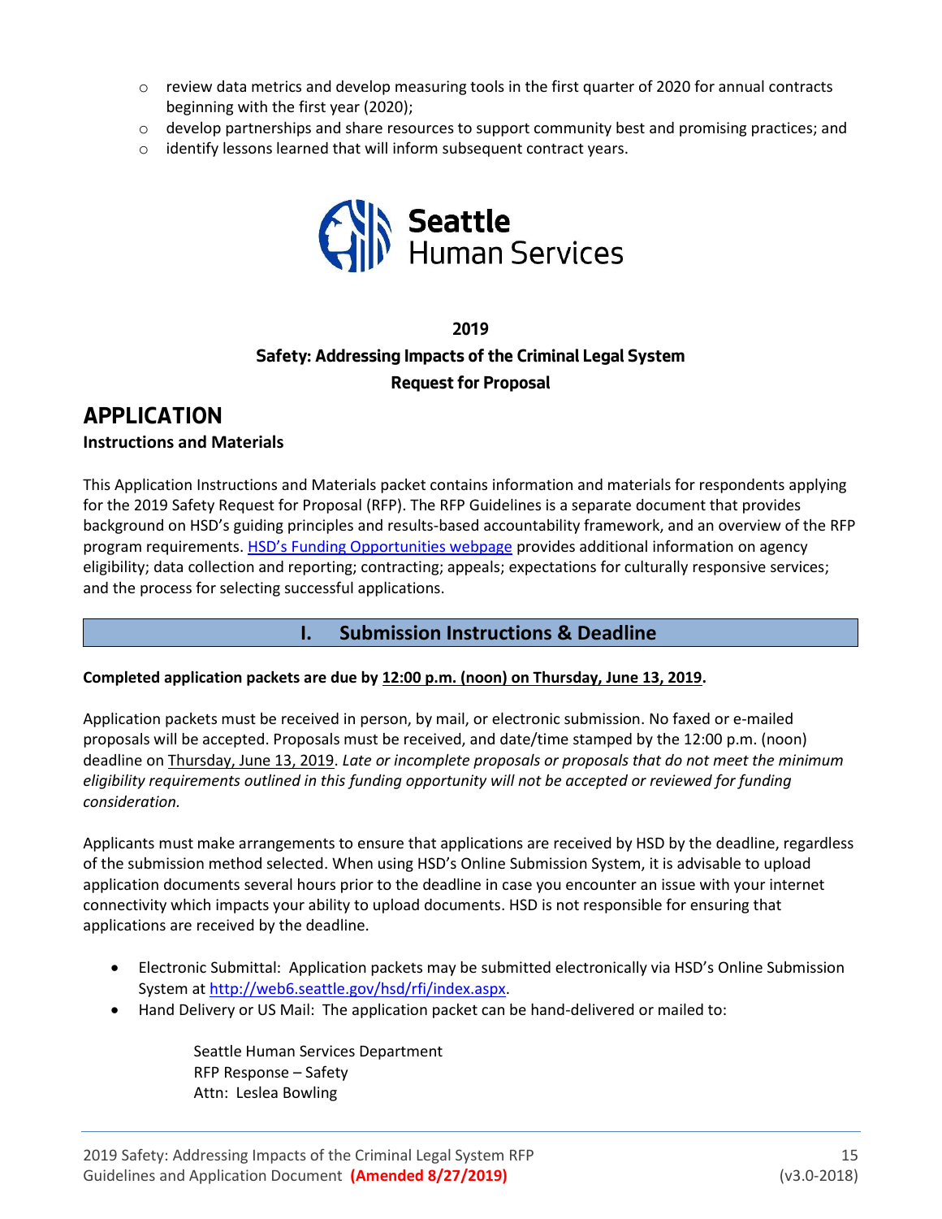- review data metrics and develop measuring tools in the first quarter of 2020 for annual contracts beginning with the first year (2020);
- develop partnerships and share resources to support community best and promising practices; and
- identify lessons learned that will inform subsequent contract years.

Seattle Human Services

**2019**
**Safety: Addressing Impacts of the Criminal Legal System**
**Request for Proposal**

# APPLICATION

**Instructions and Materials**

This Application Instructions and Materials packet contains information and materials for respondents applying for the 2019 Safety Request for Proposal (RFP). The RFP Guidelines is a separate document that provides background on HSD's guiding principles and results-based accountability framework, and an overview of the RFP program requirements. [HSD's Funding Opportunities webpage] provides additional information on agency eligibility; data collection and reporting; contracting; appeals; expectations for culturally responsive services; and the process for selecting successful applications.

## I. Submission Instructions & Deadline

**Completed application packets are due by 12:00 p.m. (noon) on Thursday, June 13, 2019.**

Application packets must be received in person, by mail, or electronic submission. No faxed or e-mailed proposals will be accepted. Proposals must be received, and date/time stamped by the 12:00 p.m. (noon) deadline on Thursday, June 13, 2019. *Late or incomplete proposals or proposals that do not meet the minimum eligibility requirements outlined in this funding opportunity will not be accepted or reviewed for funding consideration.*

Applicants must make arrangements to ensure that applications are received by HSD by the deadline, regardless of the submission method selected. When using HSD's Online Submission System, it is advisable to upload application documents several hours prior to the deadline in case you encounter an issue with your internet connectivity which impacts your ability to upload documents. HSD is not responsible for ensuring that applications are received by the deadline.

- Electronic Submittal: Application packets may be submitted electronically via HSD's Online Submission System at http://web6.seattle.gov/hsd/rfi/index.aspx.
- Hand Delivery or US Mail: The application packet can be hand-delivered or mailed to:

  Seattle Human Services Department
  RFP Response – Safety
  Attn: Leslea Bowling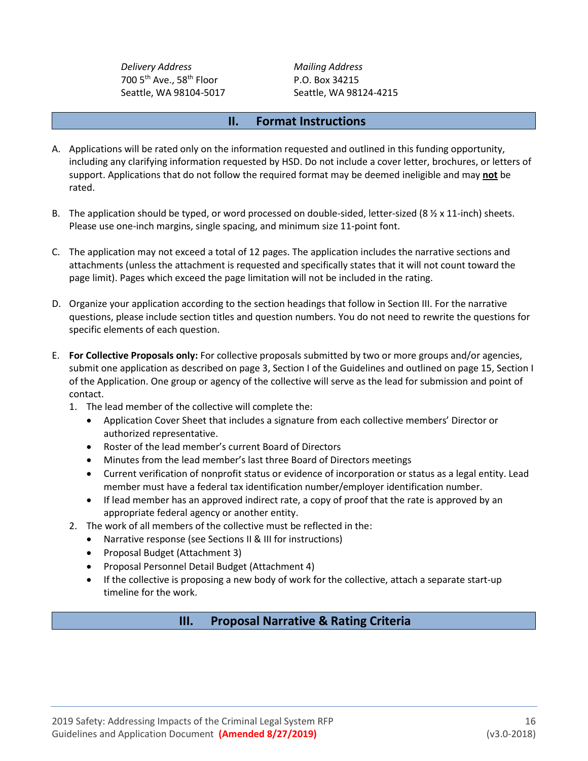*Delivery Address*
700 5th Ave., 58th Floor
Seattle, WA 98104-5017

*Mailing Address*
P.O. Box 34215
Seattle, WA 98124-4215

## II. Format Instructions

A. Applications will be rated only on the information requested and outlined in this funding opportunity, including any clarifying information requested by HSD. Do not include a cover letter, brochures, or letters of support. Applications that do not follow the required format may be deemed ineligible and may **not** be rated.

B. The application should be typed, or word processed on double-sided, letter-sized (8 ½ x 11-inch) sheets. Please use one-inch margins, single spacing, and minimum size 11-point font.

C. The application may not exceed a total of 12 pages. The application includes the narrative sections and attachments (unless the attachment is requested and specifically states that it will not count toward the page limit). Pages which exceed the page limitation will not be included in the rating.

D. Organize your application according to the section headings that follow in Section III. For the narrative questions, please include section titles and question numbers. You do not need to rewrite the questions for specific elements of each question.

E. **For Collective Proposals only:** For collective proposals submitted by two or more groups and/or agencies, submit one application as described on page 3, Section I of the Guidelines and outlined on page 15, Section I of the Application. One group or agency of the collective will serve as the lead for submission and point of contact.
   1. The lead member of the collective will complete the:
      - Application Cover Sheet that includes a signature from each collective members' Director or authorized representative.
      - Roster of the lead member's current Board of Directors
      - Minutes from the lead member's last three Board of Directors meetings
      - Current verification of nonprofit status or evidence of incorporation or status as a legal entity. Lead member must have a federal tax identification number/employer identification number.
      - If lead member has an approved indirect rate, a copy of proof that the rate is approved by an appropriate federal agency or another entity.
   2. The work of all members of the collective must be reflected in the:
      - Narrative response (see Sections II & III for instructions)
      - Proposal Budget (Attachment 3)
      - Proposal Personnel Detail Budget (Attachment 4)
      - If the collective is proposing a new body of work for the collective, attach a separate start-up timeline for the work.

## III. Proposal Narrative & Rating Criteria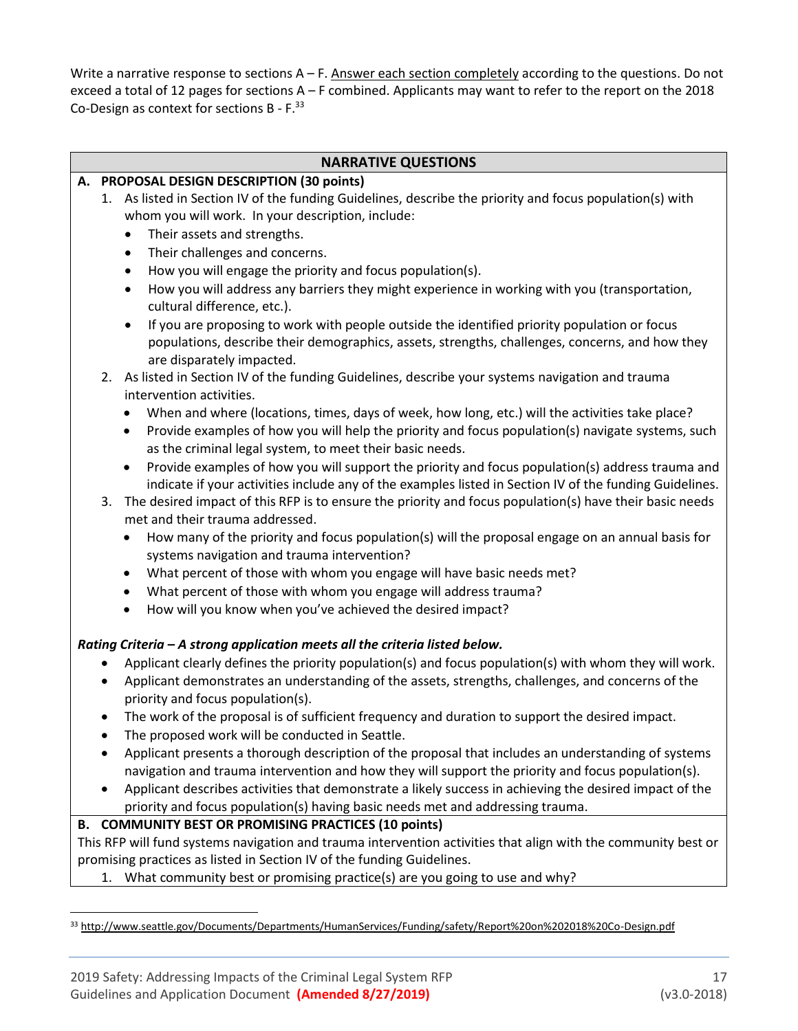Write a narrative response to sections A – F. Answer each section completely according to the questions. Do not exceed a total of 12 pages for sections A – F combined. Applicants may want to refer to the report on the 2018 Co-Design as context for sections B - F.[33]

## NARRATIVE QUESTIONS

### A. PROPOSAL DESIGN DESCRIPTION (30 points)

1. As listed in Section IV of the funding Guidelines, describe the priority and focus population(s) with whom you will work. In your description, include:
   - Their assets and strengths.
   - Their challenges and concerns.
   - How you will engage the priority and focus population(s).
   - How you will address any barriers they might experience in working with you (transportation, cultural difference, etc.).
   - If you are proposing to work with people outside the identified priority population or focus populations, describe their demographics, assets, strengths, challenges, concerns, and how they are disparately impacted.
2. As listed in Section IV of the funding Guidelines, describe your systems navigation and trauma intervention activities.
   - When and where (locations, times, days of week, how long, etc.) will the activities take place?
   - Provide examples of how you will help the priority and focus population(s) navigate systems, such as the criminal legal system, to meet their basic needs.
   - Provide examples of how you will support the priority and focus population(s) address trauma and indicate if your activities include any of the examples listed in Section IV of the funding Guidelines.
3. The desired impact of this RFP is to ensure the priority and focus population(s) have their basic needs met and their trauma addressed.
   - How many of the priority and focus population(s) will the proposal engage on an annual basis for systems navigation and trauma intervention?
   - What percent of those with whom you engage will have basic needs met?
   - What percent of those with whom you engage will address trauma?
   - How will you know when you've achieved the desired impact?

***Rating Criteria – A strong application meets all the criteria listed below.***

- Applicant clearly defines the priority population(s) and focus population(s) with whom they will work.
- Applicant demonstrates an understanding of the assets, strengths, challenges, and concerns of the priority and focus population(s).
- The work of the proposal is of sufficient frequency and duration to support the desired impact.
- The proposed work will be conducted in Seattle.
- Applicant presents a thorough description of the proposal that includes an understanding of systems navigation and trauma intervention and how they will support the priority and focus population(s).
- Applicant describes activities that demonstrate a likely success in achieving the desired impact of the priority and focus population(s) having basic needs met and addressing trauma.

### B. COMMUNITY BEST OR PROMISING PRACTICES (10 points)

This RFP will fund systems navigation and trauma intervention activities that align with the community best or promising practices as listed in Section IV of the funding Guidelines.

1. What community best or promising practice(s) are you going to use and why?

[33] http://www.seattle.gov/Documents/Departments/HumanServices/Funding/safety/Report%20on%202018%20Co-Design.pdf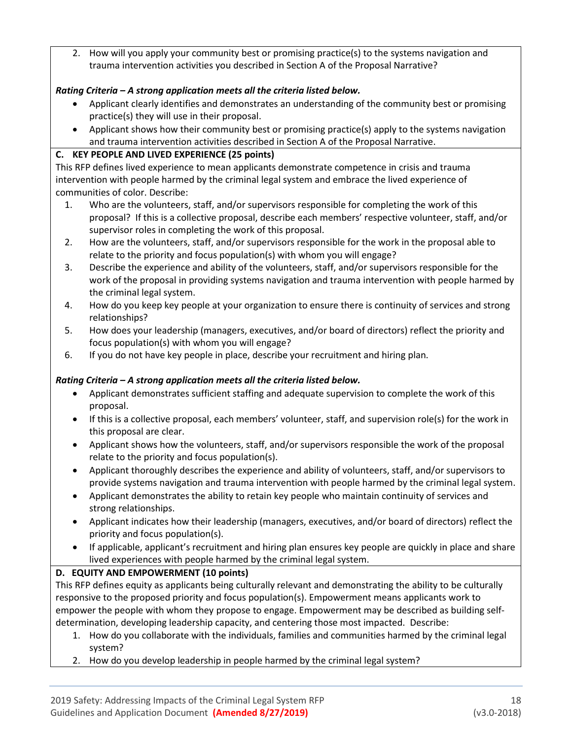2. How will you apply your community best or promising practice(s) to the systems navigation and trauma intervention activities you described in Section A of the Proposal Narrative?

***Rating Criteria – A strong application meets all the criteria listed below.***

- Applicant clearly identifies and demonstrates an understanding of the community best or promising practice(s) they will use in their proposal.
- Applicant shows how their community best or promising practice(s) apply to the systems navigation and trauma intervention activities described in Section A of the Proposal Narrative.

**C. KEY PEOPLE AND LIVED EXPERIENCE (25 points)**

This RFP defines lived experience to mean applicants demonstrate competence in crisis and trauma intervention with people harmed by the criminal legal system and embrace the lived experience of communities of color. Describe:

1. Who are the volunteers, staff, and/or supervisors responsible for completing the work of this proposal? If this is a collective proposal, describe each members' respective volunteer, staff, and/or supervisor roles in completing the work of this proposal.
2. How are the volunteers, staff, and/or supervisors responsible for the work in the proposal able to relate to the priority and focus population(s) with whom you will engage?
3. Describe the experience and ability of the volunteers, staff, and/or supervisors responsible for the work of the proposal in providing systems navigation and trauma intervention with people harmed by the criminal legal system.
4. How do you keep key people at your organization to ensure there is continuity of services and strong relationships?
5. How does your leadership (managers, executives, and/or board of directors) reflect the priority and focus population(s) with whom you will engage?
6. If you do not have key people in place, describe your recruitment and hiring plan.

***Rating Criteria – A strong application meets all the criteria listed below.***

- Applicant demonstrates sufficient staffing and adequate supervision to complete the work of this proposal.
- If this is a collective proposal, each members' volunteer, staff, and supervision role(s) for the work in this proposal are clear.
- Applicant shows how the volunteers, staff, and/or supervisors responsible the work of the proposal relate to the priority and focus population(s).
- Applicant thoroughly describes the experience and ability of volunteers, staff, and/or supervisors to provide systems navigation and trauma intervention with people harmed by the criminal legal system.
- Applicant demonstrates the ability to retain key people who maintain continuity of services and strong relationships.
- Applicant indicates how their leadership (managers, executives, and/or board of directors) reflect the priority and focus population(s).
- If applicable, applicant's recruitment and hiring plan ensures key people are quickly in place and share lived experiences with people harmed by the criminal legal system.

**D. EQUITY AND EMPOWERMENT (10 points)**

This RFP defines equity as applicants being culturally relevant and demonstrating the ability to be culturally responsive to the proposed priority and focus population(s). Empowerment means applicants work to empower the people with whom they propose to engage. Empowerment may be described as building self-determination, developing leadership capacity, and centering those most impacted. Describe:

1. How do you collaborate with the individuals, families and communities harmed by the criminal legal system?
2. How do you develop leadership in people harmed by the criminal legal system?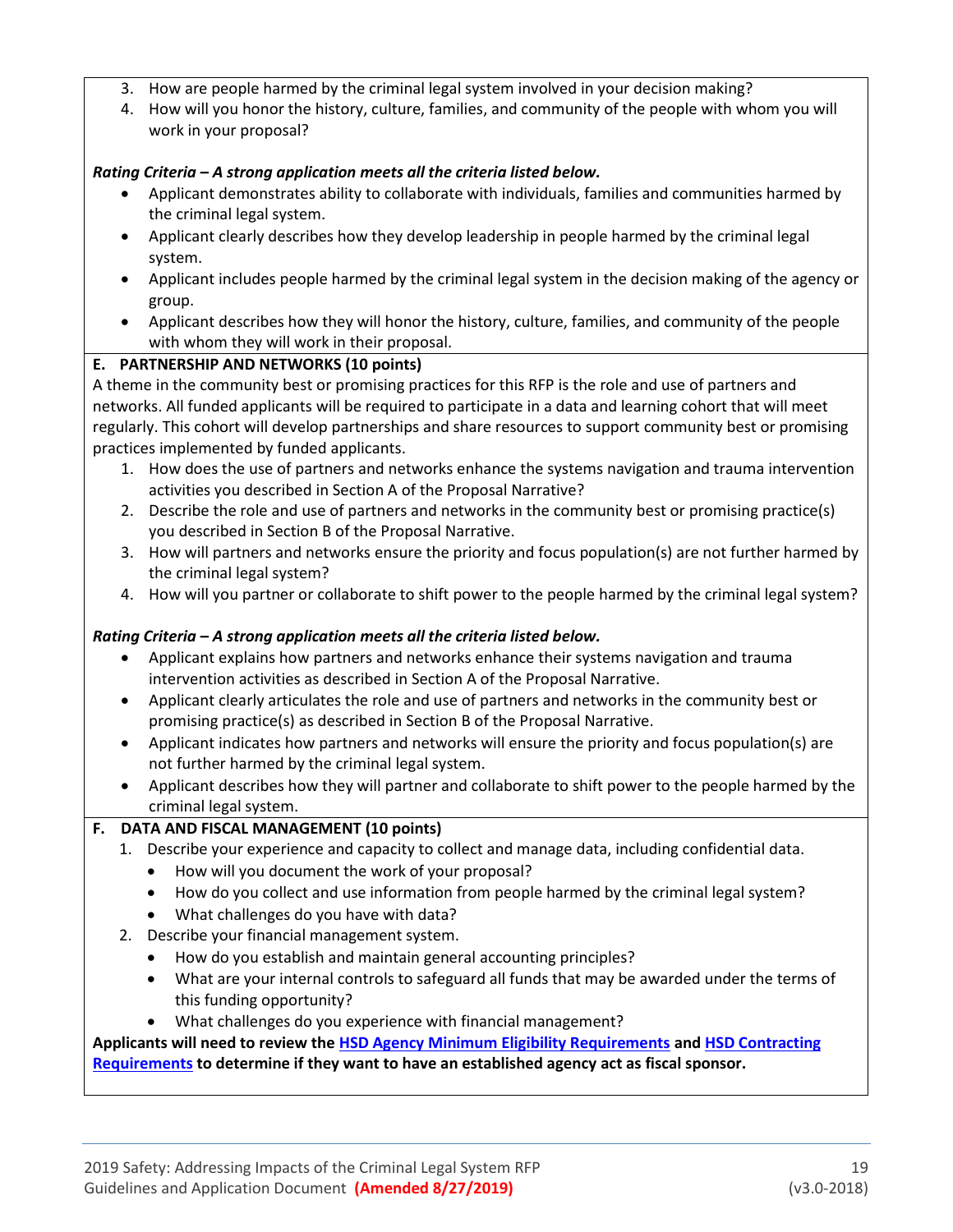3. How are people harmed by the criminal legal system involved in your decision making?
4. How will you honor the history, culture, families, and community of the people with whom you will work in your proposal?

***Rating Criteria – A strong application meets all the criteria listed below.***

- Applicant demonstrates ability to collaborate with individuals, families and communities harmed by the criminal legal system.
- Applicant clearly describes how they develop leadership in people harmed by the criminal legal system.
- Applicant includes people harmed by the criminal legal system in the decision making of the agency or group.
- Applicant describes how they will honor the history, culture, families, and community of the people with whom they will work in their proposal.

**E. PARTNERSHIP AND NETWORKS (10 points)**

A theme in the community best or promising practices for this RFP is the role and use of partners and networks. All funded applicants will be required to participate in a data and learning cohort that will meet regularly. This cohort will develop partnerships and share resources to support community best or promising practices implemented by funded applicants.

1. How does the use of partners and networks enhance the systems navigation and trauma intervention activities you described in Section A of the Proposal Narrative?
2. Describe the role and use of partners and networks in the community best or promising practice(s) you described in Section B of the Proposal Narrative.
3. How will partners and networks ensure the priority and focus population(s) are not further harmed by the criminal legal system?
4. How will you partner or collaborate to shift power to the people harmed by the criminal legal system?

***Rating Criteria – A strong application meets all the criteria listed below.***

- Applicant explains how partners and networks enhance their systems navigation and trauma intervention activities as described in Section A of the Proposal Narrative.
- Applicant clearly articulates the role and use of partners and networks in the community best or promising practice(s) as described in Section B of the Proposal Narrative.
- Applicant indicates how partners and networks will ensure the priority and focus population(s) are not further harmed by the criminal legal system.
- Applicant describes how they will partner and collaborate to shift power to the people harmed by the criminal legal system.

**F. DATA AND FISCAL MANAGEMENT (10 points)**

1. Describe your experience and capacity to collect and manage data, including confidential data.
   - How will you document the work of your proposal?
   - How do you collect and use information from people harmed by the criminal legal system?
   - What challenges do you have with data?
2. Describe your financial management system.
   - How do you establish and maintain general accounting principles?
   - What are your internal controls to safeguard all funds that may be awarded under the terms of this funding opportunity?
   - What challenges do you experience with financial management?

**Applicants will need to review the HSD Agency Minimum Eligibility Requirements and HSD Contracting Requirements to determine if they want to have an established agency act as fiscal sponsor.**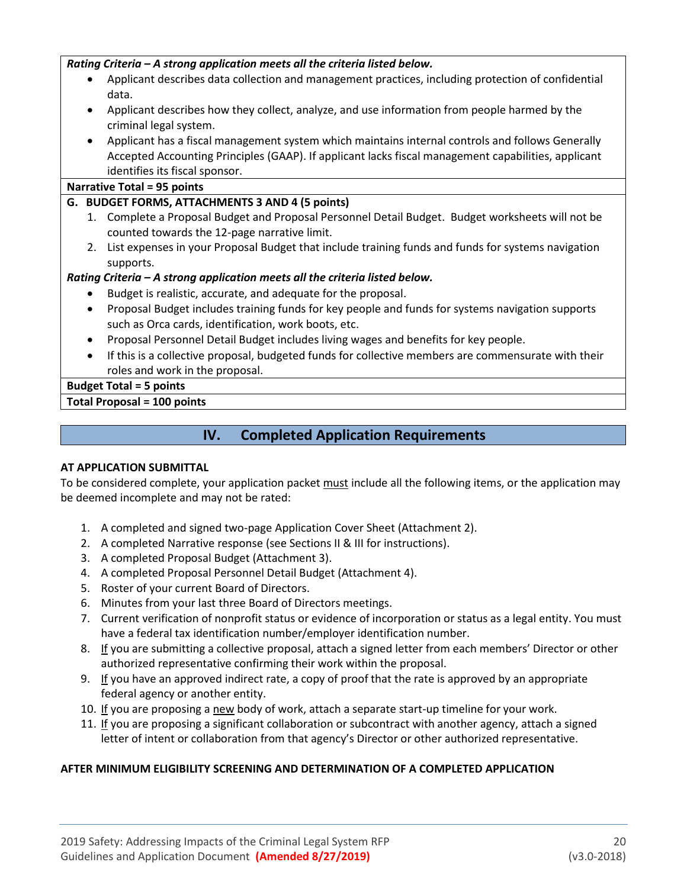***Rating Criteria – A strong application meets all the criteria listed below.***

- Applicant describes data collection and management practices, including protection of confidential data.
- Applicant describes how they collect, analyze, and use information from people harmed by the criminal legal system.
- Applicant has a fiscal management system which maintains internal controls and follows Generally Accepted Accounting Principles (GAAP). If applicant lacks fiscal management capabilities, applicant identifies its fiscal sponsor.

**Narrative Total = 95 points**

**G. BUDGET FORMS, ATTACHMENTS 3 AND 4 (5 points)**

1. Complete a Proposal Budget and Proposal Personnel Detail Budget. Budget worksheets will not be counted towards the 12-page narrative limit.
2. List expenses in your Proposal Budget that include training funds and funds for systems navigation supports.

***Rating Criteria – A strong application meets all the criteria listed below.***

- Budget is realistic, accurate, and adequate for the proposal.
- Proposal Budget includes training funds for key people and funds for systems navigation supports such as Orca cards, identification, work boots, etc.
- Proposal Personnel Detail Budget includes living wages and benefits for key people.
- If this is a collective proposal, budgeted funds for collective members are commensurate with their roles and work in the proposal.

**Budget Total = 5 points**

**Total Proposal = 100 points**

## IV. Completed Application Requirements

**AT APPLICATION SUBMITTAL**

To be considered complete, your application packet must include all the following items, or the application may be deemed incomplete and may not be rated:

1. A completed and signed two-page Application Cover Sheet (Attachment 2).
2. A completed Narrative response (see Sections II & III for instructions).
3. A completed Proposal Budget (Attachment 3).
4. A completed Proposal Personnel Detail Budget (Attachment 4).
5. Roster of your current Board of Directors.
6. Minutes from your last three Board of Directors meetings.
7. Current verification of nonprofit status or evidence of incorporation or status as a legal entity. You must have a federal tax identification number/employer identification number.
8. If you are submitting a collective proposal, attach a signed letter from each members' Director or other authorized representative confirming their work within the proposal.
9. If you have an approved indirect rate, a copy of proof that the rate is approved by an appropriate federal agency or another entity.
10. If you are proposing a new body of work, attach a separate start-up timeline for your work.
11. If you are proposing a significant collaboration or subcontract with another agency, attach a signed letter of intent or collaboration from that agency's Director or other authorized representative.

**AFTER MINIMUM ELIGIBILITY SCREENING AND DETERMINATION OF A COMPLETED APPLICATION**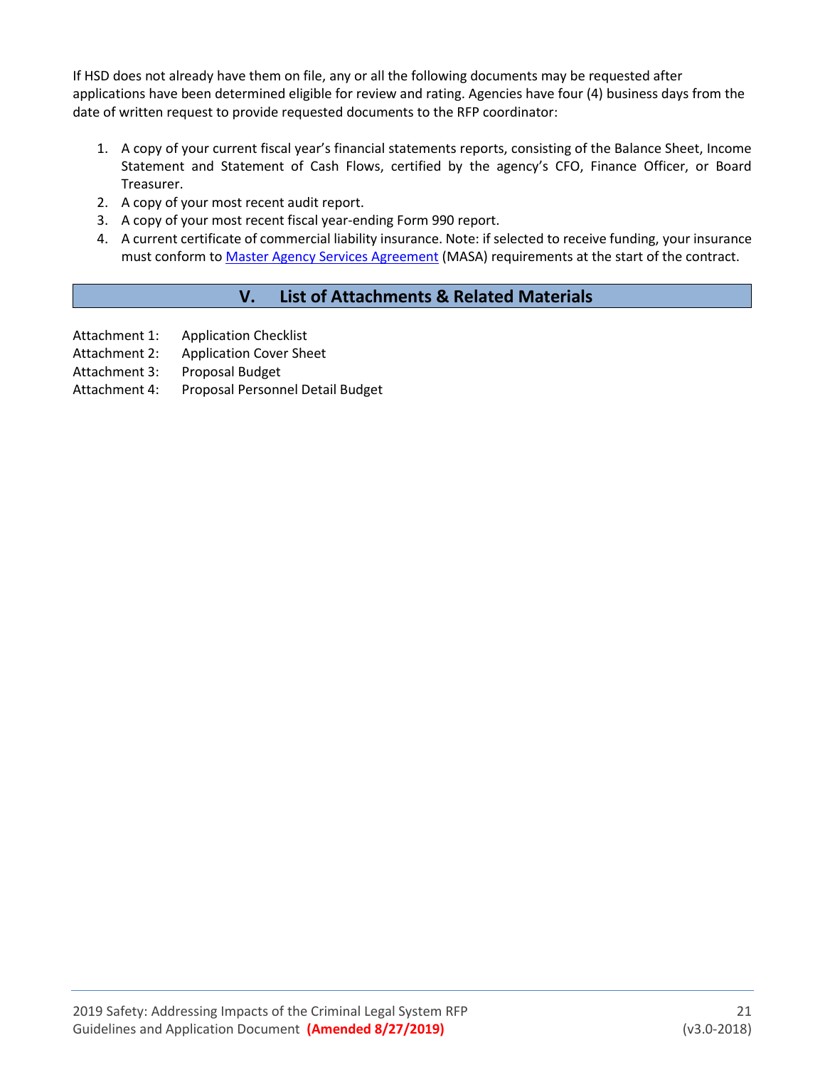If HSD does not already have them on file, any or all the following documents may be requested after applications have been determined eligible for review and rating. Agencies have four (4) business days from the date of written request to provide requested documents to the RFP coordinator:

1. A copy of your current fiscal year's financial statements reports, consisting of the Balance Sheet, Income Statement and Statement of Cash Flows, certified by the agency's CFO, Finance Officer, or Board Treasurer.
2. A copy of your most recent audit report.
3. A copy of your most recent fiscal year-ending Form 990 report.
4. A current certificate of commercial liability insurance. Note: if selected to receive funding, your insurance must conform to Master Agency Services Agreement (MASA) requirements at the start of the contract.

## V. List of Attachments & Related Materials

Attachment 1: Application Checklist
Attachment 2: Application Cover Sheet
Attachment 3: Proposal Budget
Attachment 4: Proposal Personnel Detail Budget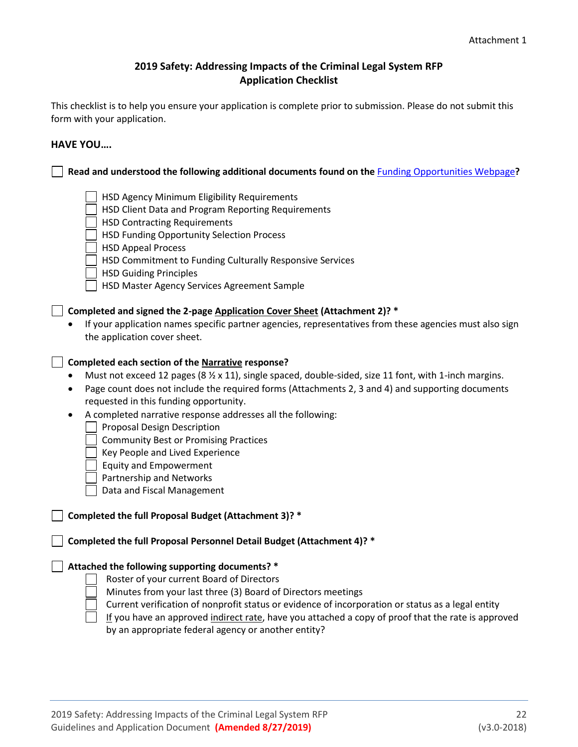Attachment 1

## 2019 Safety: Addressing Impacts of the Criminal Legal System RFP
## Application Checklist

This checklist is to help you ensure your application is complete prior to submission. Please do not submit this form with your application.

**HAVE YOU….**

- [ ] **Read and understood the following additional documents found on the Funding Opportunities Webpage?**
    - [ ] HSD Agency Minimum Eligibility Requirements
    - [ ] HSD Client Data and Program Reporting Requirements
    - [ ] HSD Contracting Requirements
    - [ ] HSD Funding Opportunity Selection Process
    - [ ] HSD Appeal Process
    - [ ] HSD Commitment to Funding Culturally Responsive Services
    - [ ] HSD Guiding Principles
    - [ ] HSD Master Agency Services Agreement Sample

- [ ] **Completed and signed the 2-page <u>Application Cover Sheet</u> (Attachment 2)? ***
    - If your application names specific partner agencies, representatives from these agencies must also sign the application cover sheet.

- [ ] **Completed each section of the <u>Narrative</u> response?**
    - Must not exceed 12 pages (8 ½ x 11), single spaced, double-sided, size 11 font, with 1-inch margins.
    - Page count does not include the required forms (Attachments 2, 3 and 4) and supporting documents requested in this funding opportunity.
    - A completed narrative response addresses all the following:
        - [ ] Proposal Design Description
        - [ ] Community Best or Promising Practices
        - [ ] Key People and Lived Experience
        - [ ] Equity and Empowerment
        - [ ] Partnership and Networks
        - [ ] Data and Fiscal Management

- [ ] **Completed the full Proposal Budget (Attachment 3)? ***

- [ ] **Completed the full Proposal Personnel Detail Budget (Attachment 4)? ***

- [ ] **Attached the following supporting documents? ***
    - [ ] Roster of your current Board of Directors
    - [ ] Minutes from your last three (3) Board of Directors meetings
    - [ ] Current verification of nonprofit status or evidence of incorporation or status as a legal entity
    - [ ] <u>If</u> you have an approved <u>indirect rate</u>, have you attached a copy of proof that the rate is approved by an appropriate federal agency or another entity?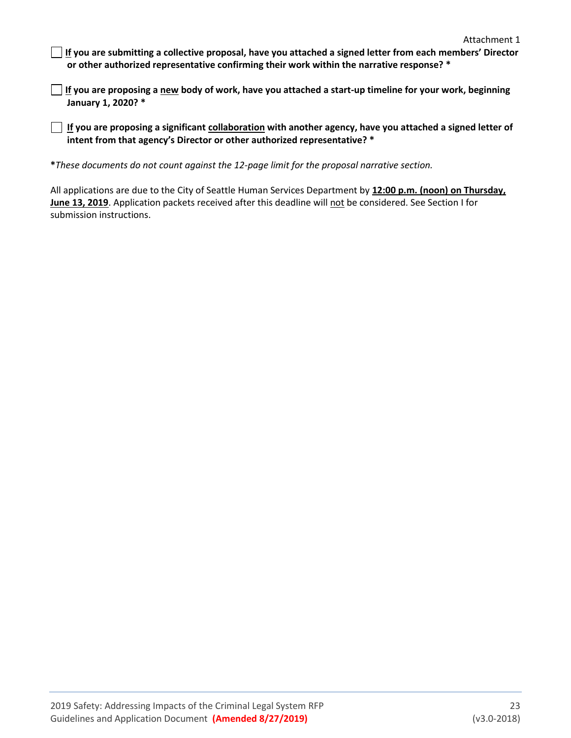Attachment 1

- [ ] **<u>If</u> you are submitting a collective proposal, have you attached a signed letter from each members' Director or other authorized representative confirming their work within the narrative response? ***

- [ ] **<u>If</u> you are proposing a <u>new</u> body of work, have you attached a start-up timeline for your work, beginning January 1, 2020? ***

- [ ] **<u>If</u> you are proposing a significant <u>collaboration</u> with another agency, have you attached a signed letter of intent from that agency's Director or other authorized representative? ***

***These documents do not count against the 12-page limit for the proposal narrative section.***

All applications are due to the City of Seattle Human Services Department by **<u>12:00 p.m. (noon) on Thursday, June 13, 2019</u>**. Application packets received after this deadline will <u>not</u> be considered. See Section I for submission instructions.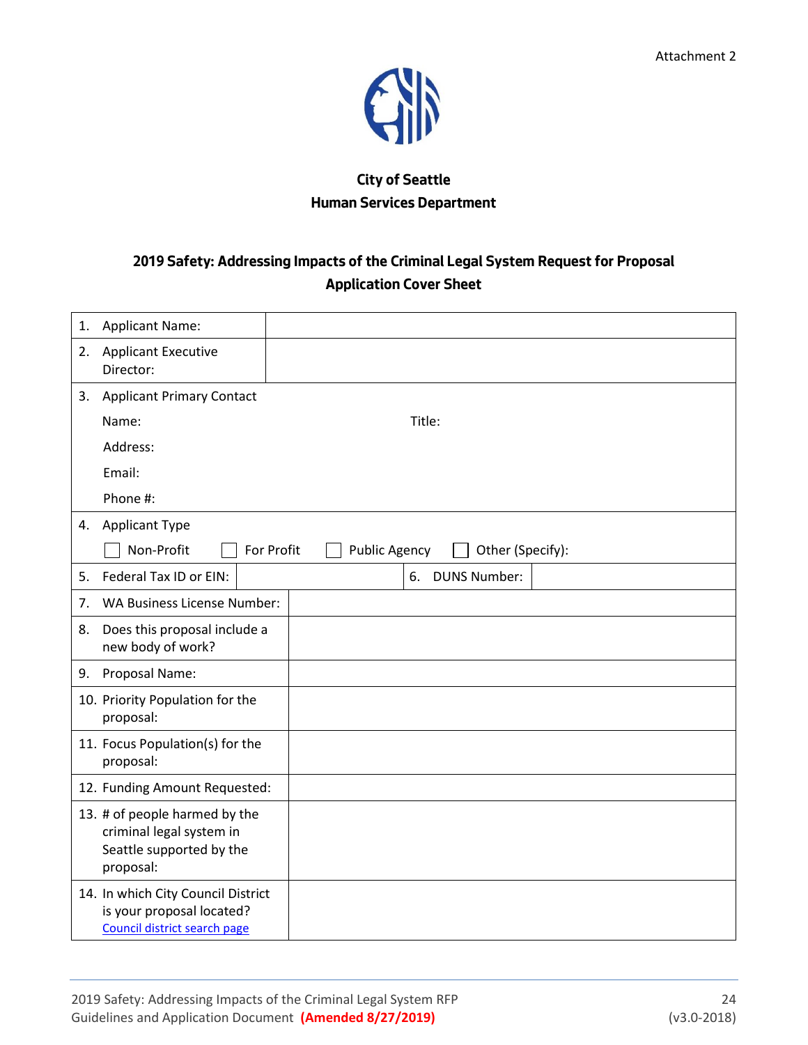Attachment 2

**City of Seattle**
**Human Services Department**

## 2019 Safety: Addressing Impacts of the Criminal Legal System Request for Proposal Application Cover Sheet

| | |
|---|---|
| 1. Applicant Name: | |
| 2. Applicant Executive Director: | |
| 3. Applicant Primary Contact<br>Name: Title:<br>Address:<br>Email:<br>Phone #: | |
| 4. Applicant Type<br>☐ Non-Profit ☐ For Profit ☐ Public Agency ☐ Other (Specify): | |
| 5. Federal Tax ID or EIN: | 6. DUNS Number: |
| 7. WA Business License Number: | |
| 8. Does this proposal include a new body of work? | |
| 9. Proposal Name: | |
| 10. Priority Population for the proposal: | |
| 11. Focus Population(s) for the proposal: | |
| 12. Funding Amount Requested: | |
| 13. # of people harmed by the criminal legal system in Seattle supported by the proposal: | |
| 14. In which City Council District is your proposal located? Council district search page | |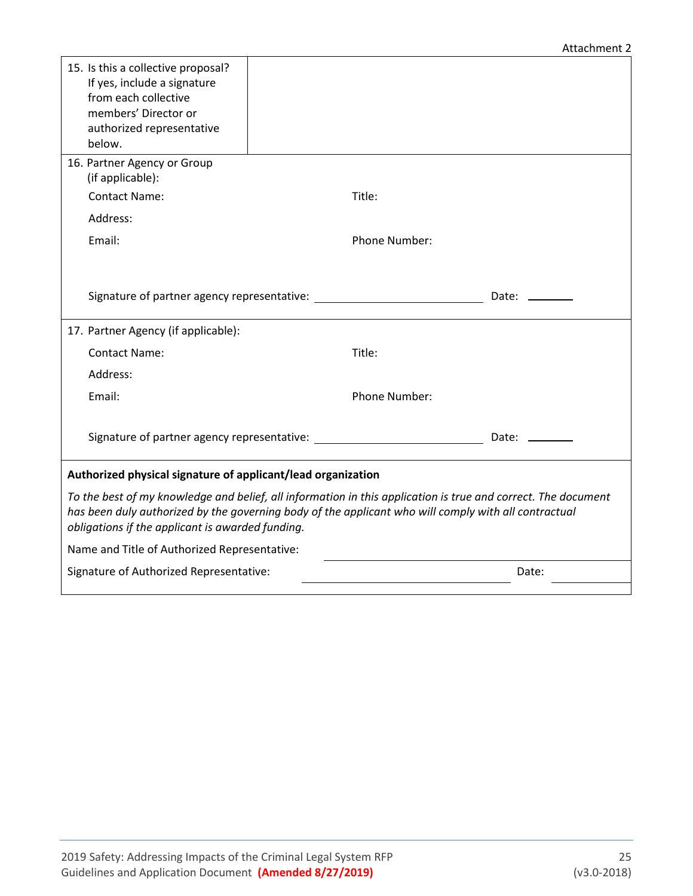Attachment 2

| 15. Is this a collective proposal? If yes, include a signature from each collective members' Director or authorized representative below. | |
|---|---|

16. Partner Agency or Group (if applicable):

Contact Name: Title:

Address:

Email: Phone Number:

Signature of partner agency representative: ______________________ Date: ________

17. Partner Agency (if applicable):

Contact Name: Title:

Address:

Email: Phone Number:

Signature of partner agency representative: ______________________ Date: ________

**Authorized physical signature of applicant/lead organization**

*To the best of my knowledge and belief, all information in this application is true and correct. The document has been duly authorized by the governing body of the applicant who will comply with all contractual obligations if the applicant is awarded funding.*

Name and Title of Authorized Representative: ______________________

Signature of Authorized Representative: ______________________ Date: ________

2019 Safety: Addressing Impacts of the Criminal Legal System RFP
Guidelines and Application Document **(Amended 8/27/2019)**
(v3.0-2018)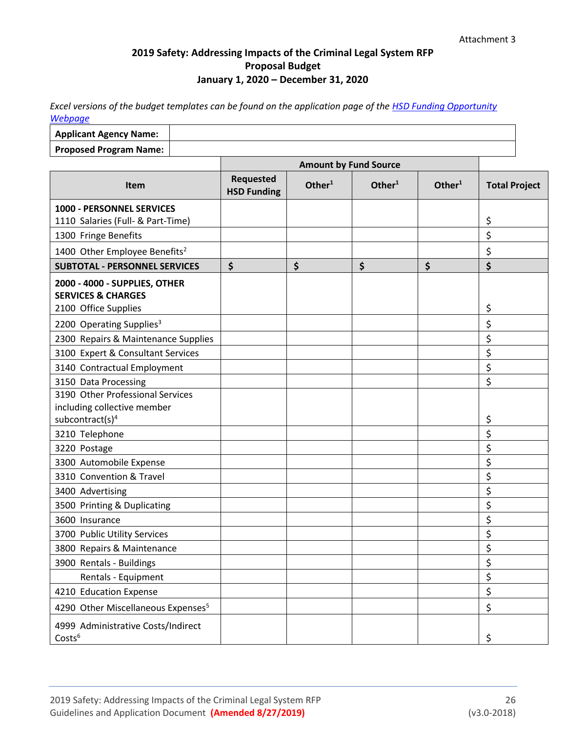Attachment 3

# 2019 Safety: Addressing Impacts of the Criminal Legal System RFP
## Proposal Budget
## January 1, 2020 – December 31, 2020

*Excel versions of the budget templates can be found on the application page of the [HSD Funding Opportunity Webpage]()*

| | |
|---|---|
| **Applicant Agency Name:** | |
| **Proposed Program Name:** | |

| | Amount by Fund Source | | | | |
|---|---|---|---|---|---|
| **Item** | **Requested HSD Funding** | **Other[1]** | **Other[1]** | **Other[1]** | **Total Project** |
| **1000 - PERSONNEL SERVICES**<br>1110 Salaries (Full- & Part-Time) | | | | | $ |
| 1300 Fringe Benefits | | | | | $ |
| 1400 Other Employee Benefits[2] | | | | | $ |
| **SUBTOTAL - PERSONNEL SERVICES** | **$** | **$** | **$** | **$** | **$** |
| **2000 - 4000 - SUPPLIES, OTHER SERVICES & CHARGES**<br>2100 Office Supplies | | | | | $ |
| 2200 Operating Supplies[3] | | | | | $ |
| 2300 Repairs & Maintenance Supplies | | | | | $ |
| 3100 Expert & Consultant Services | | | | | $ |
| 3140 Contractual Employment | | | | | $ |
| 3150 Data Processing | | | | | $ |
| 3190 Other Professional Services including collective member subcontract(s)[4] | | | | | $ |
| 3210 Telephone | | | | | $ |
| 3220 Postage | | | | | $ |
| 3300 Automobile Expense | | | | | $ |
| 3310 Convention & Travel | | | | | $ |
| 3400 Advertising | | | | | $ |
| 3500 Printing & Duplicating | | | | | $ |
| 3600 Insurance | | | | | $ |
| 3700 Public Utility Services | | | | | $ |
| 3800 Repairs & Maintenance | | | | | $ |
| 3900 Rentals - Buildings | | | | | $ |
| Rentals - Equipment | | | | | $ |
| 4210 Education Expense | | | | | $ |
| 4290 Other Miscellaneous Expenses[5] | | | | | $ |
| 4999 Administrative Costs/Indirect Costs[6] | | | | | $ |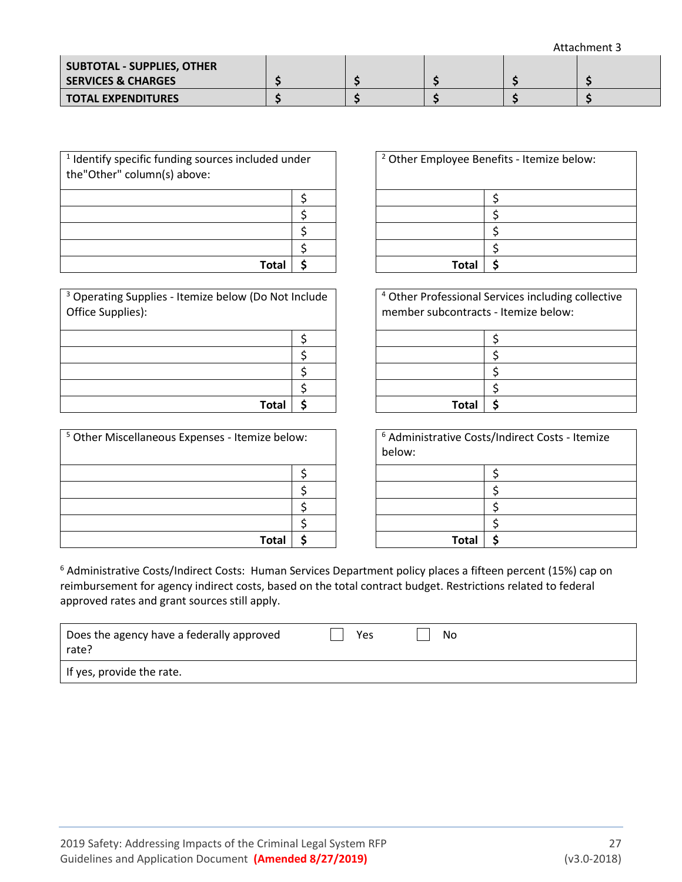| SUBTOTAL - SUPPLIES, OTHER SERVICES & CHARGES | $ | $ | $ | $ | $ |
|---|---|---|---|---|---|
| TOTAL EXPENDITURES | $ | $ | $ | $ | $ |

| [1] Identify specific funding sources included under the"Other" column(s) above: | |
|---|---|
| | $ |
| | $ |
| | $ |
| | $ |
| **Total** | **$** |

| [2] Other Employee Benefits - Itemize below: | |
|---|---|
| | $ |
| | $ |
| | $ |
| | $ |
| **Total** | **$** |

| [3] Operating Supplies - Itemize below (Do Not Include Office Supplies): | |
|---|---|
| | $ |
| | $ |
| | $ |
| | $ |
| **Total** | **$** |

| [4] Other Professional Services including collective member subcontracts - Itemize below: | |
|---|---|
| | $ |
| | $ |
| | $ |
| | $ |
| **Total** | **$** |

| [5] Other Miscellaneous Expenses - Itemize below: | |
|---|---|
| | $ |
| | $ |
| | $ |
| | $ |
| **Total** | **$** |

| [6] Administrative Costs/Indirect Costs - Itemize below: | |
|---|---|
| | $ |
| | $ |
| | $ |
| | $ |
| **Total** | **$** |

[6] Administrative Costs/Indirect Costs: Human Services Department policy places a fifteen percent (15%) cap on reimbursement for agency indirect costs, based on the total contract budget. Restrictions related to federal approved rates and grant sources still apply.

| Does the agency have a federally approved rate? | ☐ Yes | ☐ No |
|---|---|---|
| If yes, provide the rate. | | |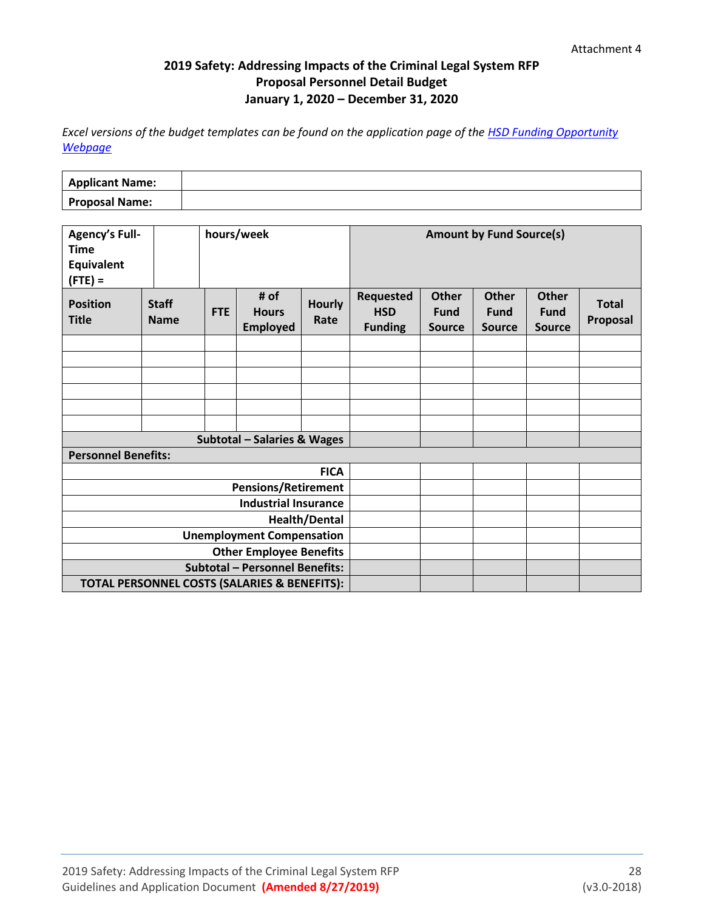Attachment 4

**2019 Safety: Addressing Impacts of the Criminal Legal System RFP**
**Proposal Personnel Detail Budget**
**January 1, 2020 – December 31, 2020**

*Excel versions of the budget templates can be found on the application page of the [HSD Funding Opportunity Webpage]()*

| | |
|---|---|
| **Applicant Name:** | |
| **Proposal Name:** | |

| **Agency's Full-Time Equivalent (FTE) =** | | **hours/week** | | | **Amount by Fund Source(s)** | | | | |
|---|---|---|---|---|---|---|---|---|---|
| **Position Title** | **Staff Name** | **FTE** | **# of Hours Employed** | **Hourly Rate** | **Requested HSD Funding** | **Other Fund Source** | **Other Fund Source** | **Other Fund Source** | **Total Proposal** |
| | | | | | | | | | |
| | | | | | | | | | |
| | | | | | | | | | |
| | | | | | | | | | |
| | | | | | | | | | |
| | | | | | | | | | |
| | | | | **Subtotal – Salaries & Wages** | | | | | |
| **Personnel Benefits:** | | | | | | | | | |
| | | | | **FICA** | | | | | |
| | | | | **Pensions/Retirement** | | | | | |
| | | | | **Industrial Insurance** | | | | | |
| | | | | **Health/Dental** | | | | | |
| | | | | **Unemployment Compensation** | | | | | |
| | | | | **Other Employee Benefits** | | | | | |
| | | | | **Subtotal – Personnel Benefits:** | | | | | |
| | | | | **TOTAL PERSONNEL COSTS (SALARIES & BENEFITS):** | | | | | |

2019 Safety: Addressing Impacts of the Criminal Legal System RFP
Guidelines and Application Document **(Amended 8/27/2019)**
(v3.0-2018)